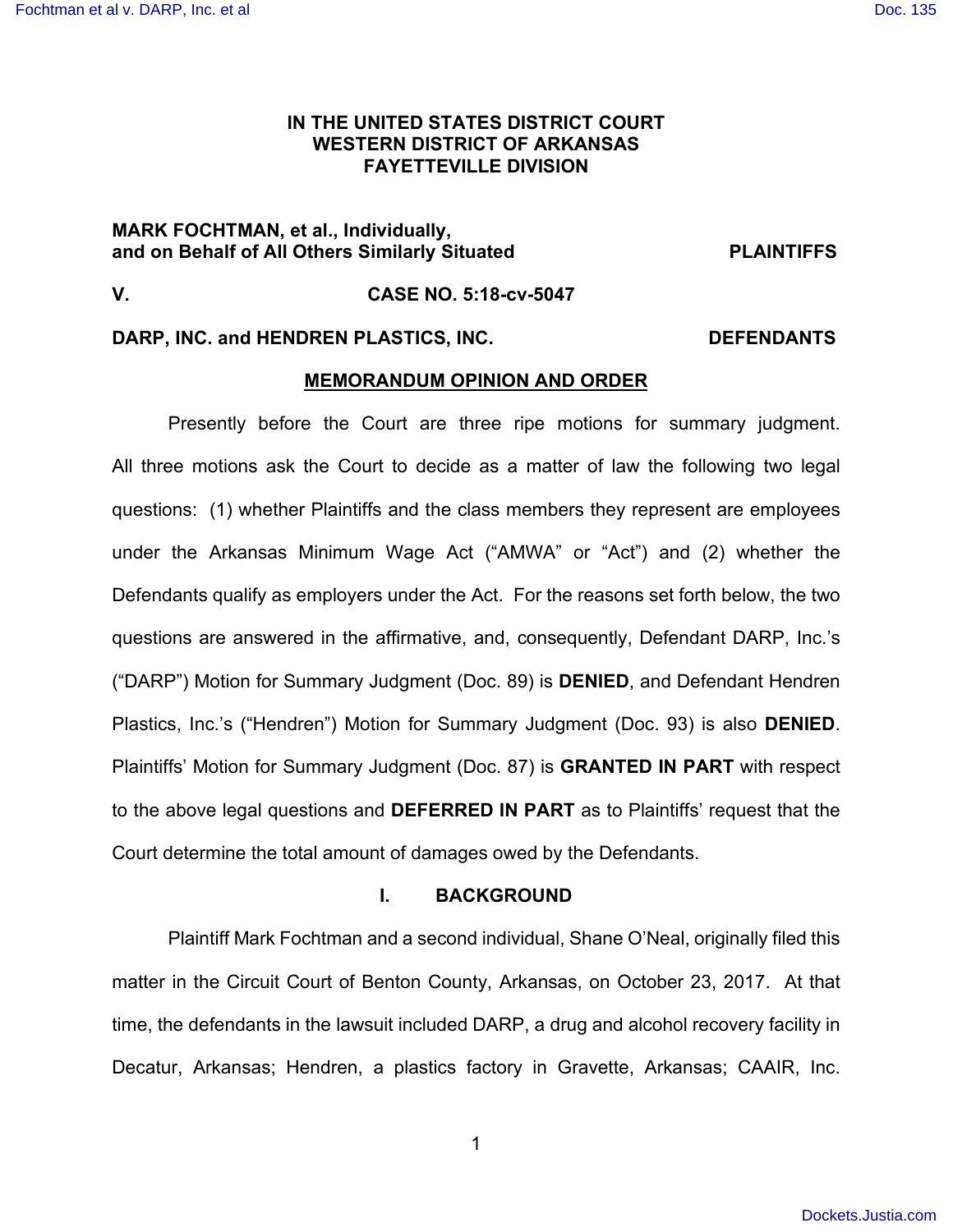**IN THE UNITED STATES DISTRICT COURT**
**WESTERN DISTRICT OF ARKANSAS**
**FAYETTEVILLE DIVISION**

**MARK FOCHTMAN, et al., Individually, and on Behalf of All Others Similarly Situated** — **PLAINTIFFS**

**V.** — **CASE NO. 5:18-cv-5047**

**DARP, INC. and HENDREN PLASTICS, INC.** — **DEFENDANTS**

**MEMORANDUM OPINION AND ORDER**

Presently before the Court are three ripe motions for summary judgment. All three motions ask the Court to decide as a matter of law the following two legal questions: (1) whether Plaintiffs and the class members they represent are employees under the Arkansas Minimum Wage Act ("AMWA" or "Act") and (2) whether the Defendants qualify as employers under the Act. For the reasons set forth below, the two questions are answered in the affirmative, and, consequently, Defendant DARP, Inc.'s ("DARP") Motion for Summary Judgment (Doc. 89) is **DENIED**, and Defendant Hendren Plastics, Inc.'s ("Hendren") Motion for Summary Judgment (Doc. 93) is also **DENIED**. Plaintiffs' Motion for Summary Judgment (Doc. 87) is **GRANTED IN PART** with respect to the above legal questions and **DEFERRED IN PART** as to Plaintiffs' request that the Court determine the total amount of damages owed by the Defendants.

## I. BACKGROUND

Plaintiff Mark Fochtman and a second individual, Shane O'Neal, originally filed this matter in the Circuit Court of Benton County, Arkansas, on October 23, 2017. At that time, the defendants in the lawsuit included DARP, a drug and alcohol recovery facility in Decatur, Arkansas; Hendren, a plastics factory in Gravette, Arkansas; CAAIR, Inc.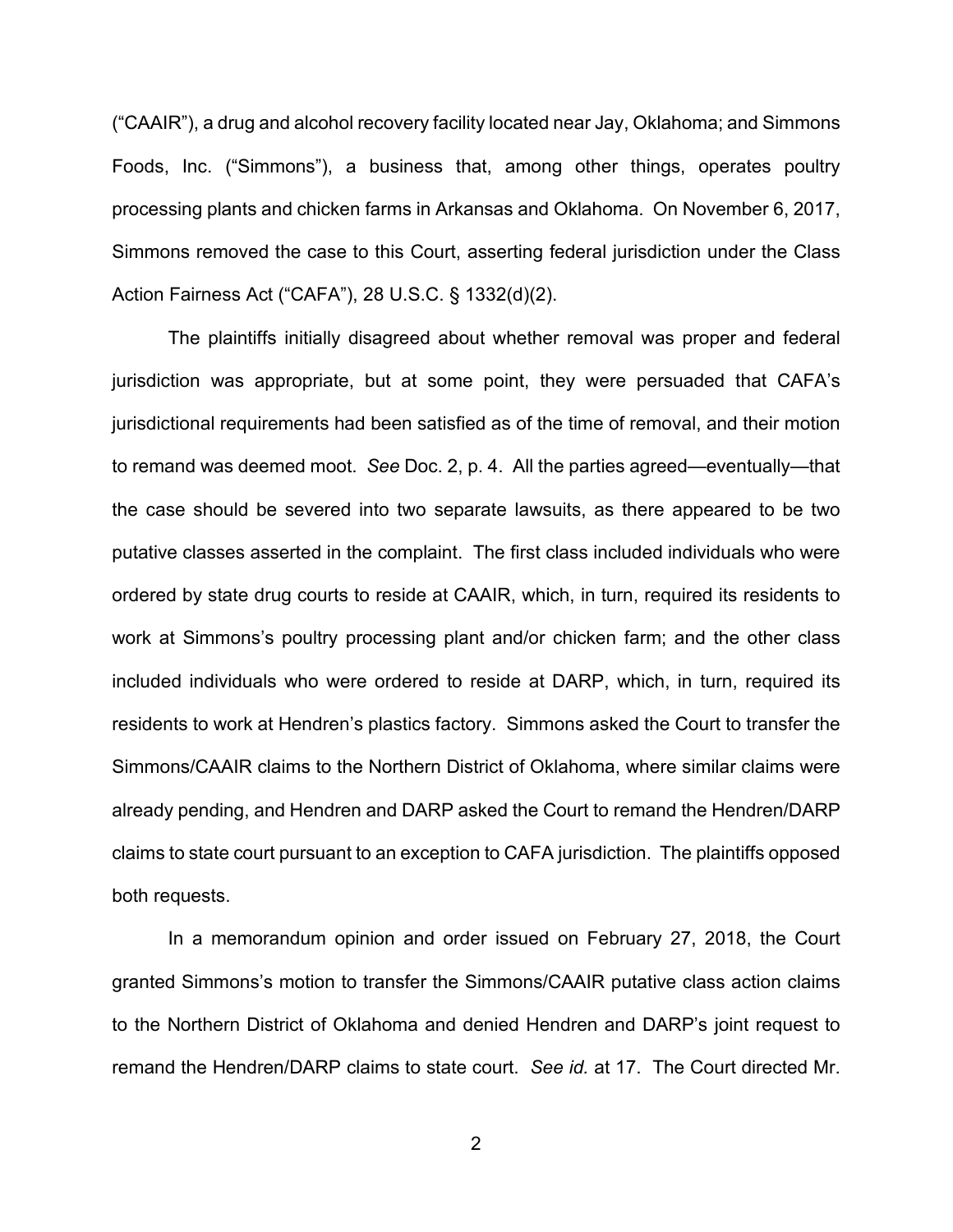("CAAIR"), a drug and alcohol recovery facility located near Jay, Oklahoma; and Simmons Foods, Inc. ("Simmons"), a business that, among other things, operates poultry processing plants and chicken farms in Arkansas and Oklahoma. On November 6, 2017, Simmons removed the case to this Court, asserting federal jurisdiction under the Class Action Fairness Act ("CAFA"), 28 U.S.C. § 1332(d)(2).

The plaintiffs initially disagreed about whether removal was proper and federal jurisdiction was appropriate, but at some point, they were persuaded that CAFA's jurisdictional requirements had been satisfied as of the time of removal, and their motion to remand was deemed moot. *See* Doc. 2, p. 4. All the parties agreed—eventually—that the case should be severed into two separate lawsuits, as there appeared to be two putative classes asserted in the complaint. The first class included individuals who were ordered by state drug courts to reside at CAAIR, which, in turn, required its residents to work at Simmons's poultry processing plant and/or chicken farm; and the other class included individuals who were ordered to reside at DARP, which, in turn, required its residents to work at Hendren's plastics factory. Simmons asked the Court to transfer the Simmons/CAAIR claims to the Northern District of Oklahoma, where similar claims were already pending, and Hendren and DARP asked the Court to remand the Hendren/DARP claims to state court pursuant to an exception to CAFA jurisdiction. The plaintiffs opposed both requests.

In a memorandum opinion and order issued on February 27, 2018, the Court granted Simmons's motion to transfer the Simmons/CAAIR putative class action claims to the Northern District of Oklahoma and denied Hendren and DARP's joint request to remand the Hendren/DARP claims to state court. *See id.* at 17. The Court directed Mr.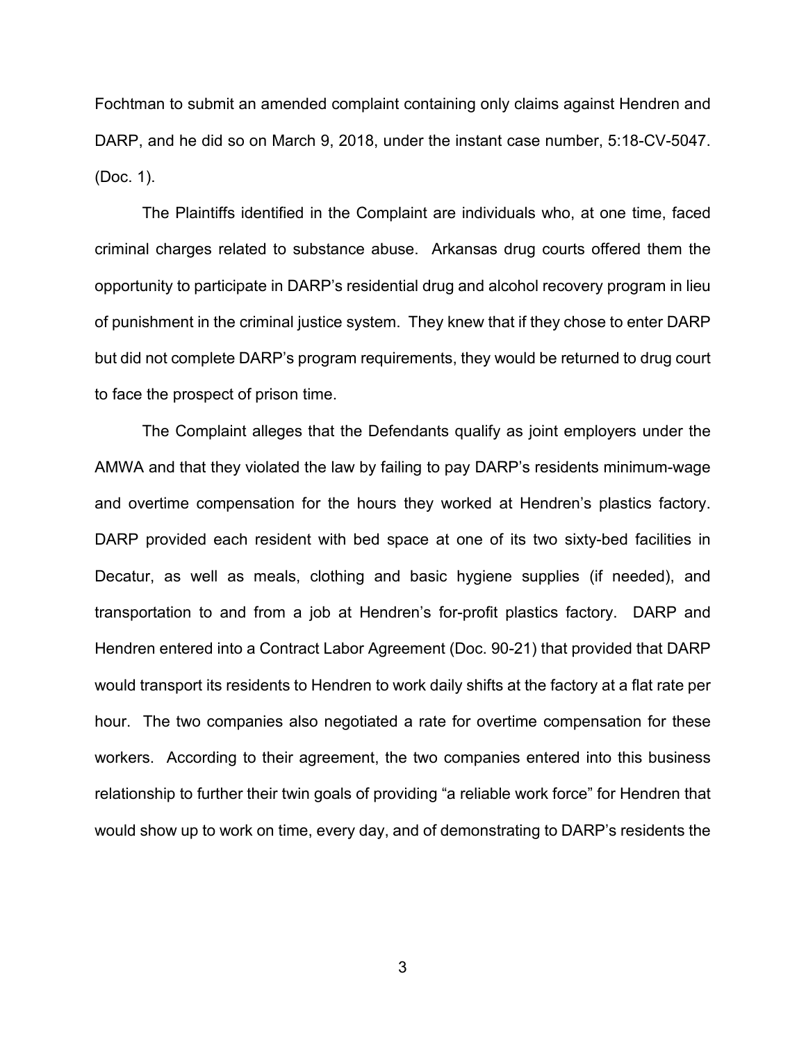Fochtman to submit an amended complaint containing only claims against Hendren and DARP, and he did so on March 9, 2018, under the instant case number, 5:18-CV-5047. (Doc. 1).

The Plaintiffs identified in the Complaint are individuals who, at one time, faced criminal charges related to substance abuse. Arkansas drug courts offered them the opportunity to participate in DARP's residential drug and alcohol recovery program in lieu of punishment in the criminal justice system. They knew that if they chose to enter DARP but did not complete DARP's program requirements, they would be returned to drug court to face the prospect of prison time.

The Complaint alleges that the Defendants qualify as joint employers under the AMWA and that they violated the law by failing to pay DARP's residents minimum-wage and overtime compensation for the hours they worked at Hendren's plastics factory. DARP provided each resident with bed space at one of its two sixty-bed facilities in Decatur, as well as meals, clothing and basic hygiene supplies (if needed), and transportation to and from a job at Hendren's for-profit plastics factory. DARP and Hendren entered into a Contract Labor Agreement (Doc. 90-21) that provided that DARP would transport its residents to Hendren to work daily shifts at the factory at a flat rate per hour. The two companies also negotiated a rate for overtime compensation for these workers. According to their agreement, the two companies entered into this business relationship to further their twin goals of providing "a reliable work force" for Hendren that would show up to work on time, every day, and of demonstrating to DARP's residents the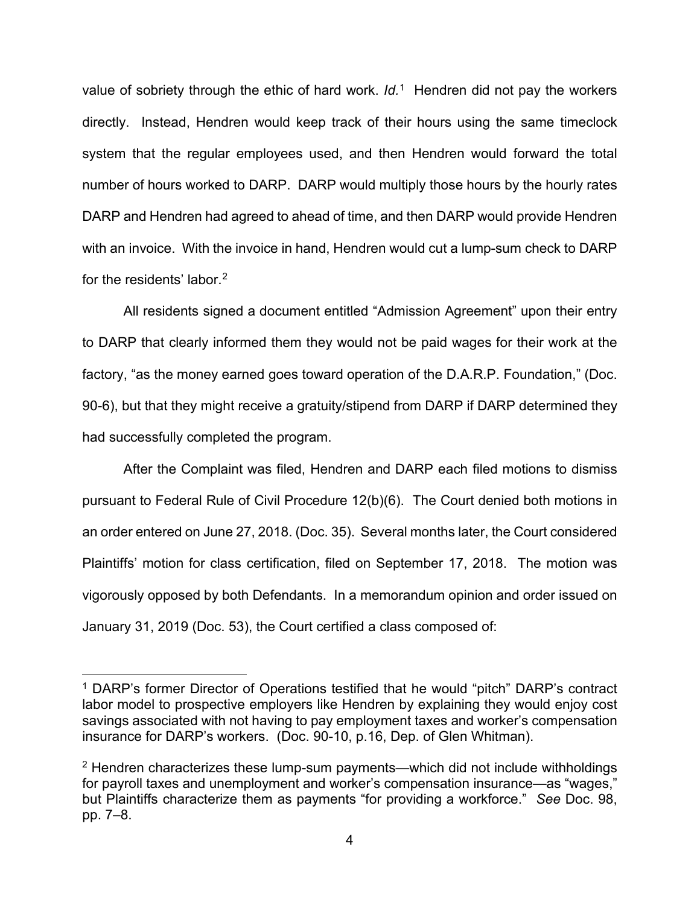value of sobriety through the ethic of hard work. *Id.*[1] Hendren did not pay the workers directly. Instead, Hendren would keep track of their hours using the same timeclock system that the regular employees used, and then Hendren would forward the total number of hours worked to DARP. DARP would multiply those hours by the hourly rates DARP and Hendren had agreed to ahead of time, and then DARP would provide Hendren with an invoice. With the invoice in hand, Hendren would cut a lump-sum check to DARP for the residents' labor.[2]

All residents signed a document entitled "Admission Agreement" upon their entry to DARP that clearly informed them they would not be paid wages for their work at the factory, "as the money earned goes toward operation of the D.A.R.P. Foundation," (Doc. 90-6), but that they might receive a gratuity/stipend from DARP if DARP determined they had successfully completed the program.

After the Complaint was filed, Hendren and DARP each filed motions to dismiss pursuant to Federal Rule of Civil Procedure 12(b)(6). The Court denied both motions in an order entered on June 27, 2018. (Doc. 35). Several months later, the Court considered Plaintiffs' motion for class certification, filed on September 17, 2018. The motion was vigorously opposed by both Defendants. In a memorandum opinion and order issued on January 31, 2019 (Doc. 53), the Court certified a class composed of:

---

[1] DARP's former Director of Operations testified that he would "pitch" DARP's contract labor model to prospective employers like Hendren by explaining they would enjoy cost savings associated with not having to pay employment taxes and worker's compensation insurance for DARP's workers. (Doc. 90-10, p.16, Dep. of Glen Whitman).

[2] Hendren characterizes these lump-sum payments—which did not include withholdings for payroll taxes and unemployment and worker's compensation insurance—as "wages," but Plaintiffs characterize them as payments "for providing a workforce." *See* Doc. 98, pp. 7–8.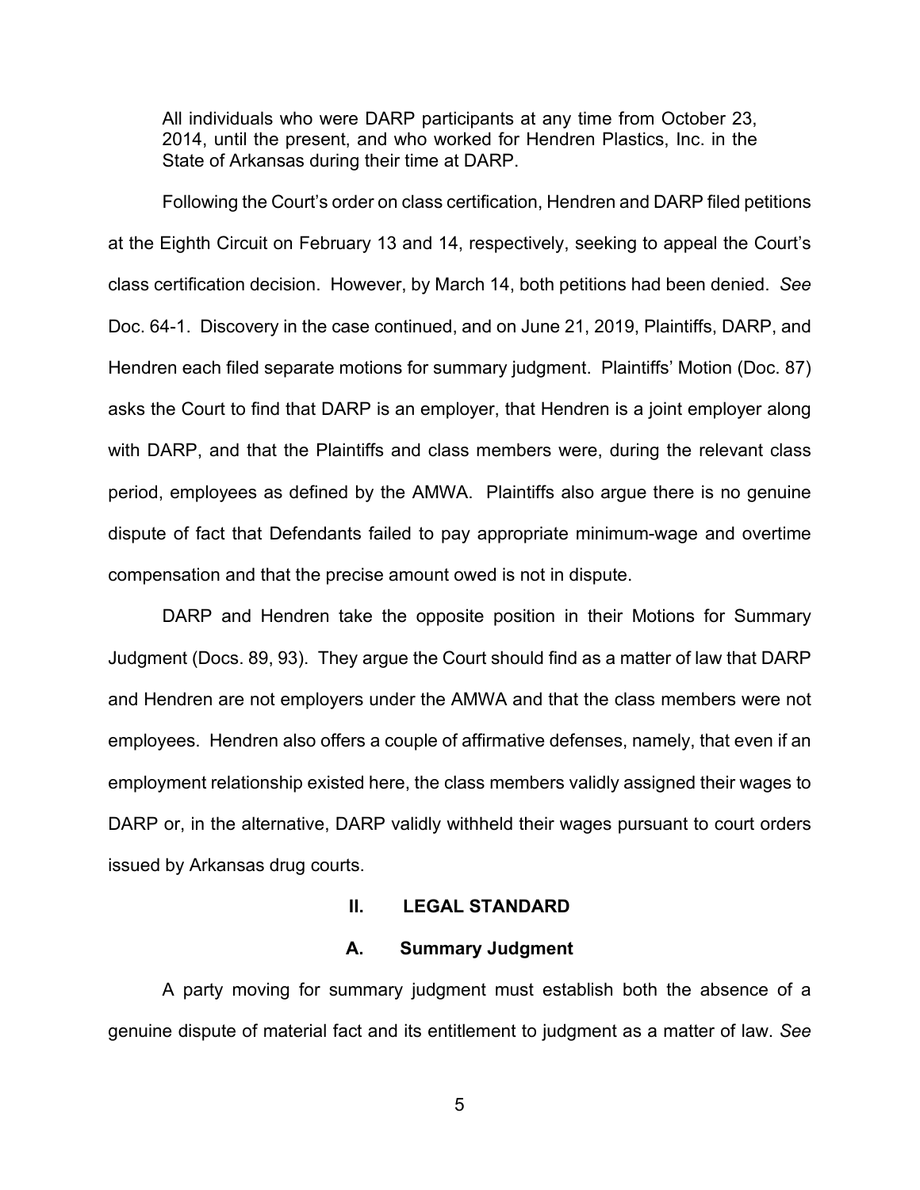> All individuals who were DARP participants at any time from October 23, 2014, until the present, and who worked for Hendren Plastics, Inc. in the State of Arkansas during their time at DARP.

Following the Court's order on class certification, Hendren and DARP filed petitions at the Eighth Circuit on February 13 and 14, respectively, seeking to appeal the Court's class certification decision. However, by March 14, both petitions had been denied. *See* Doc. 64-1. Discovery in the case continued, and on June 21, 2019, Plaintiffs, DARP, and Hendren each filed separate motions for summary judgment. Plaintiffs' Motion (Doc. 87) asks the Court to find that DARP is an employer, that Hendren is a joint employer along with DARP, and that the Plaintiffs and class members were, during the relevant class period, employees as defined by the AMWA. Plaintiffs also argue there is no genuine dispute of fact that Defendants failed to pay appropriate minimum-wage and overtime compensation and that the precise amount owed is not in dispute.

DARP and Hendren take the opposite position in their Motions for Summary Judgment (Docs. 89, 93). They argue the Court should find as a matter of law that DARP and Hendren are not employers under the AMWA and that the class members were not employees. Hendren also offers a couple of affirmative defenses, namely, that even if an employment relationship existed here, the class members validly assigned their wages to DARP or, in the alternative, DARP validly withheld their wages pursuant to court orders issued by Arkansas drug courts.

## II. LEGAL STANDARD

### A. Summary Judgment

A party moving for summary judgment must establish both the absence of a genuine dispute of material fact and its entitlement to judgment as a matter of law. *See*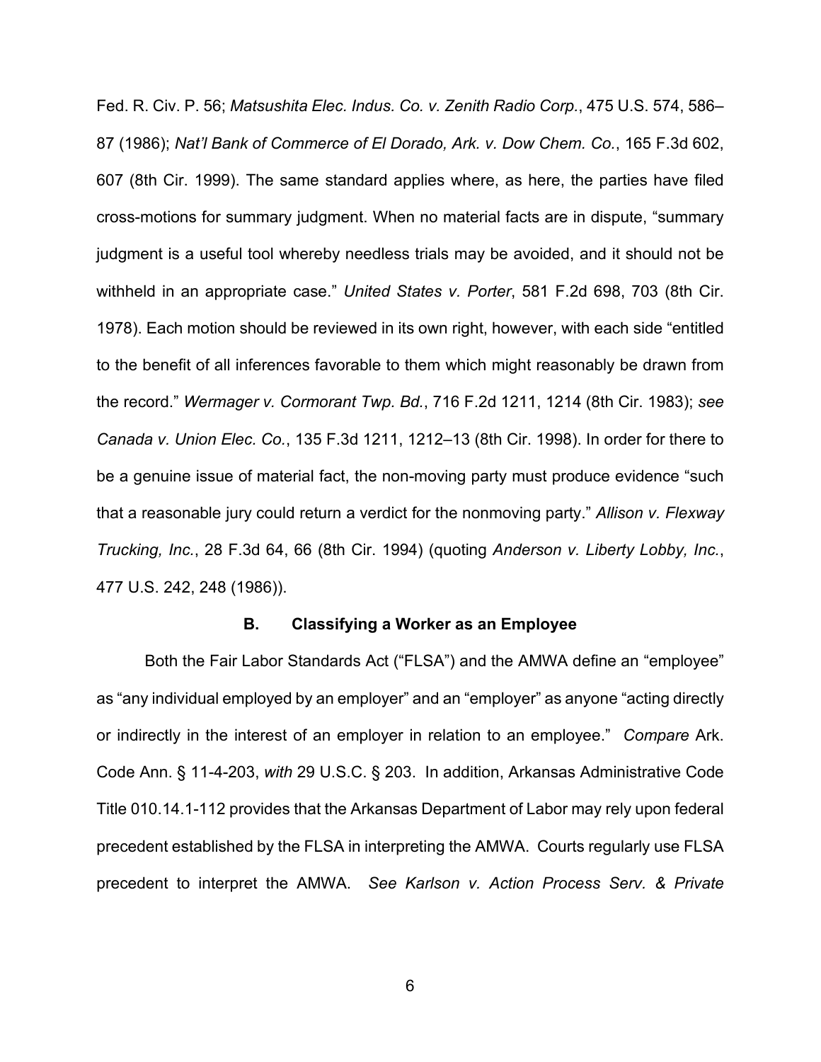Fed. R. Civ. P. 56; *Matsushita Elec. Indus. Co. v. Zenith Radio Corp.*, 475 U.S. 574, 586–87 (1986); *Nat'l Bank of Commerce of El Dorado, Ark. v. Dow Chem. Co.*, 165 F.3d 602, 607 (8th Cir. 1999). The same standard applies where, as here, the parties have filed cross-motions for summary judgment. When no material facts are in dispute, "summary judgment is a useful tool whereby needless trials may be avoided, and it should not be withheld in an appropriate case." *United States v. Porter*, 581 F.2d 698, 703 (8th Cir. 1978). Each motion should be reviewed in its own right, however, with each side "entitled to the benefit of all inferences favorable to them which might reasonably be drawn from the record." *Wermager v. Cormorant Twp. Bd.*, 716 F.2d 1211, 1214 (8th Cir. 1983); *see Canada v. Union Elec. Co.*, 135 F.3d 1211, 1212–13 (8th Cir. 1998). In order for there to be a genuine issue of material fact, the non-moving party must produce evidence "such that a reasonable jury could return a verdict for the nonmoving party." *Allison v. Flexway Trucking, Inc.*, 28 F.3d 64, 66 (8th Cir. 1994) (quoting *Anderson v. Liberty Lobby, Inc.*, 477 U.S. 242, 248 (1986)).

### B. Classifying a Worker as an Employee

Both the Fair Labor Standards Act ("FLSA") and the AMWA define an "employee" as "any individual employed by an employer" and an "employer" as anyone "acting directly or indirectly in the interest of an employer in relation to an employee." *Compare* Ark. Code Ann. § 11-4-203, *with* 29 U.S.C. § 203. In addition, Arkansas Administrative Code Title 010.14.1-112 provides that the Arkansas Department of Labor may rely upon federal precedent established by the FLSA in interpreting the AMWA. Courts regularly use FLSA precedent to interpret the AMWA. *See Karlson v. Action Process Serv. & Private*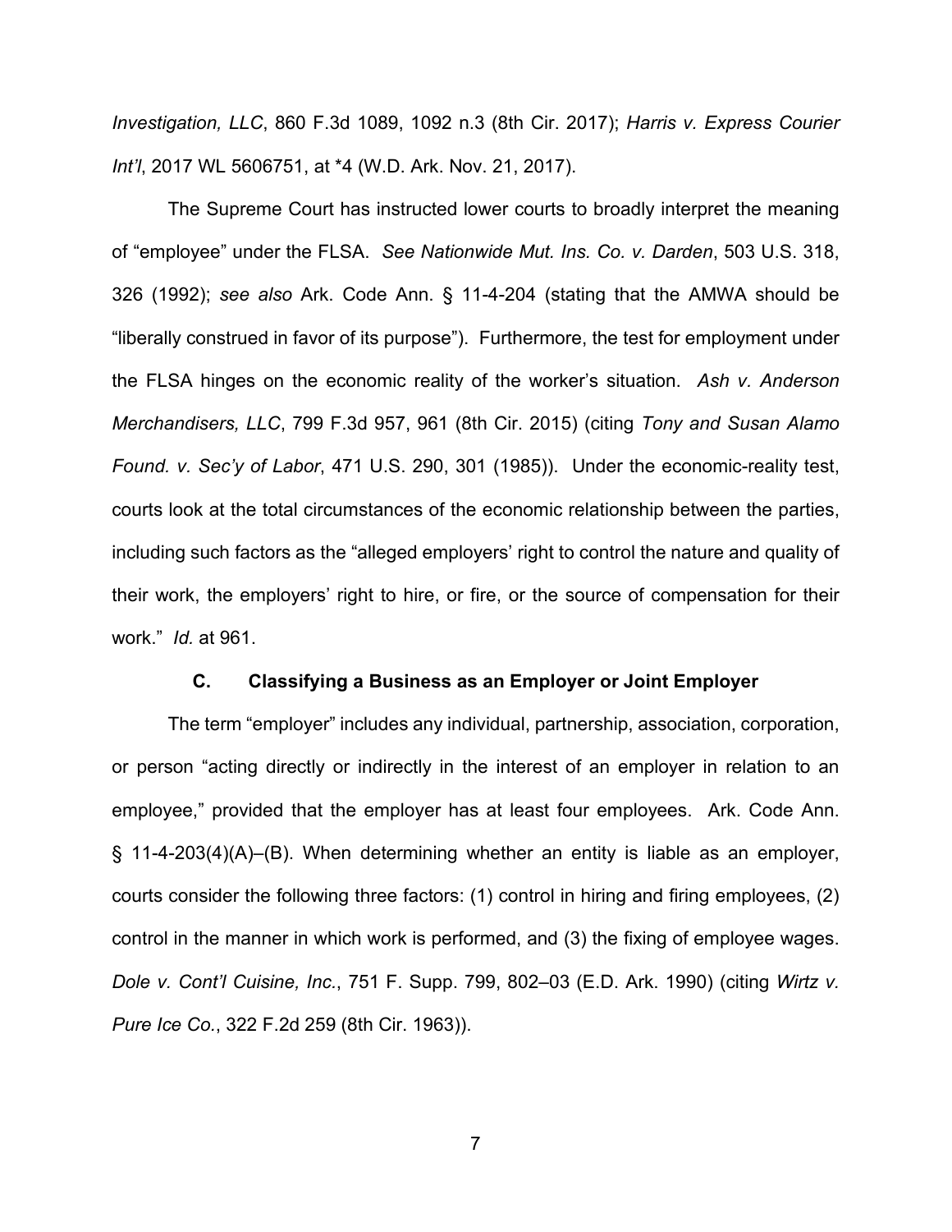*Investigation, LLC*, 860 F.3d 1089, 1092 n.3 (8th Cir. 2017); *Harris v. Express Courier Int'l*, 2017 WL 5606751, at *4 (W.D. Ark. Nov. 21, 2017).

The Supreme Court has instructed lower courts to broadly interpret the meaning of "employee" under the FLSA. *See Nationwide Mut. Ins. Co. v. Darden*, 503 U.S. 318, 326 (1992); *see also* Ark. Code Ann. § 11-4-204 (stating that the AMWA should be "liberally construed in favor of its purpose"). Furthermore, the test for employment under the FLSA hinges on the economic reality of the worker's situation. *Ash v. Anderson Merchandisers, LLC*, 799 F.3d 957, 961 (8th Cir. 2015) (citing *Tony and Susan Alamo Found. v. Sec'y of Labor*, 471 U.S. 290, 301 (1985)). Under the economic-reality test, courts look at the total circumstances of the economic relationship between the parties, including such factors as the "alleged employers' right to control the nature and quality of their work, the employers' right to hire, or fire, or the source of compensation for their work." *Id.* at 961.

### C. Classifying a Business as an Employer or Joint Employer

The term "employer" includes any individual, partnership, association, corporation, or person "acting directly or indirectly in the interest of an employer in relation to an employee," provided that the employer has at least four employees. Ark. Code Ann. § 11-4-203(4)(A)–(B). When determining whether an entity is liable as an employer, courts consider the following three factors: (1) control in hiring and firing employees, (2) control in the manner in which work is performed, and (3) the fixing of employee wages. *Dole v. Cont'l Cuisine, Inc.*, 751 F. Supp. 799, 802–03 (E.D. Ark. 1990) (citing *Wirtz v. Pure Ice Co.*, 322 F.2d 259 (8th Cir. 1963)).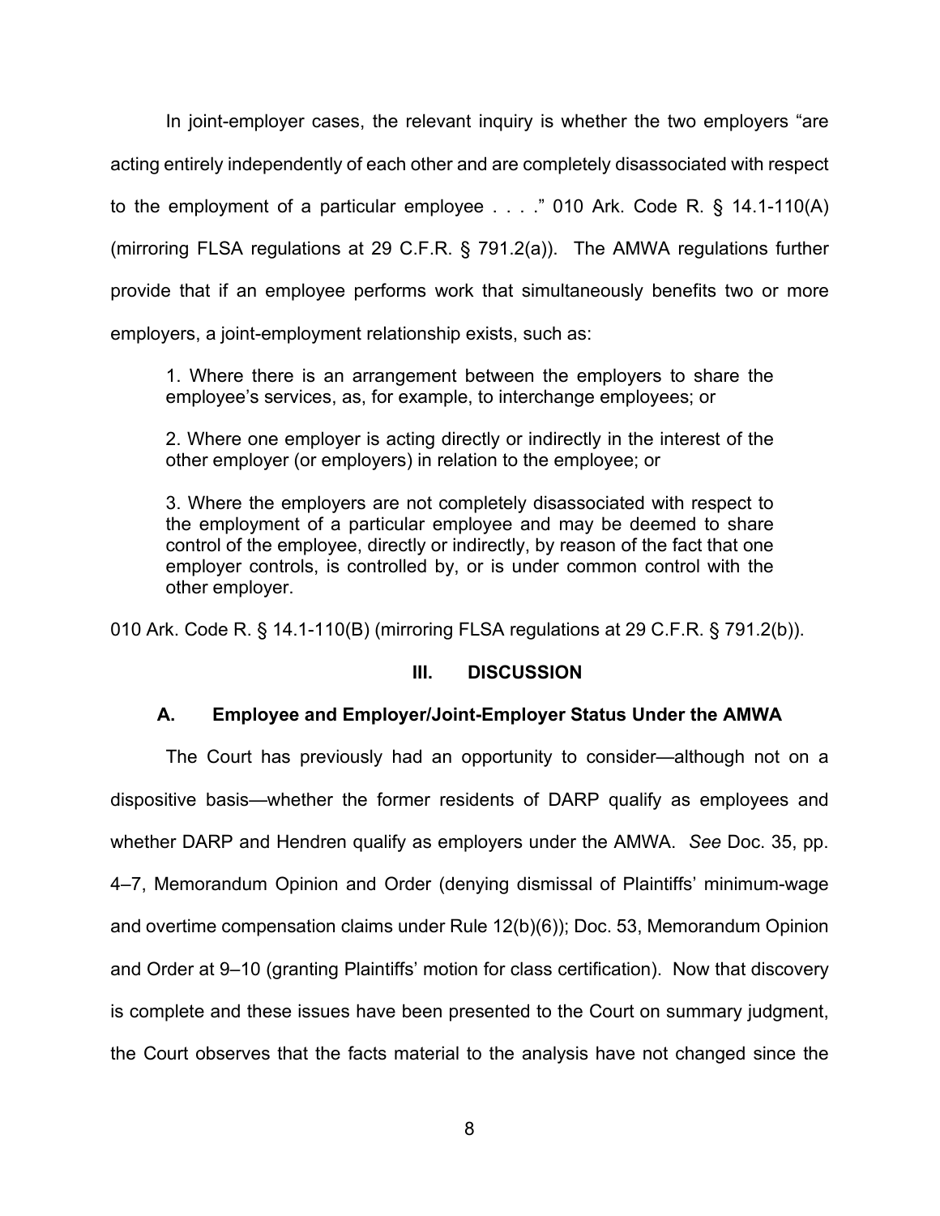In joint-employer cases, the relevant inquiry is whether the two employers "are acting entirely independently of each other and are completely disassociated with respect to the employment of a particular employee . . . ." 010 Ark. Code R. § 14.1-110(A) (mirroring FLSA regulations at 29 C.F.R. § 791.2(a)). The AMWA regulations further provide that if an employee performs work that simultaneously benefits two or more employers, a joint-employment relationship exists, such as:

> 1. Where there is an arrangement between the employers to share the employee's services, as, for example, to interchange employees; or
>
> 2. Where one employer is acting directly or indirectly in the interest of the other employer (or employers) in relation to the employee; or
>
> 3. Where the employers are not completely disassociated with respect to the employment of a particular employee and may be deemed to share control of the employee, directly or indirectly, by reason of the fact that one employer controls, is controlled by, or is under common control with the other employer.

010 Ark. Code R. § 14.1-110(B) (mirroring FLSA regulations at 29 C.F.R. § 791.2(b)).

## III. DISCUSSION

### A. Employee and Employer/Joint-Employer Status Under the AMWA

The Court has previously had an opportunity to consider—although not on a dispositive basis—whether the former residents of DARP qualify as employees and whether DARP and Hendren qualify as employers under the AMWA. *See* Doc. 35, pp. 4–7, Memorandum Opinion and Order (denying dismissal of Plaintiffs' minimum-wage and overtime compensation claims under Rule 12(b)(6)); Doc. 53, Memorandum Opinion and Order at 9–10 (granting Plaintiffs' motion for class certification). Now that discovery is complete and these issues have been presented to the Court on summary judgment, the Court observes that the facts material to the analysis have not changed since the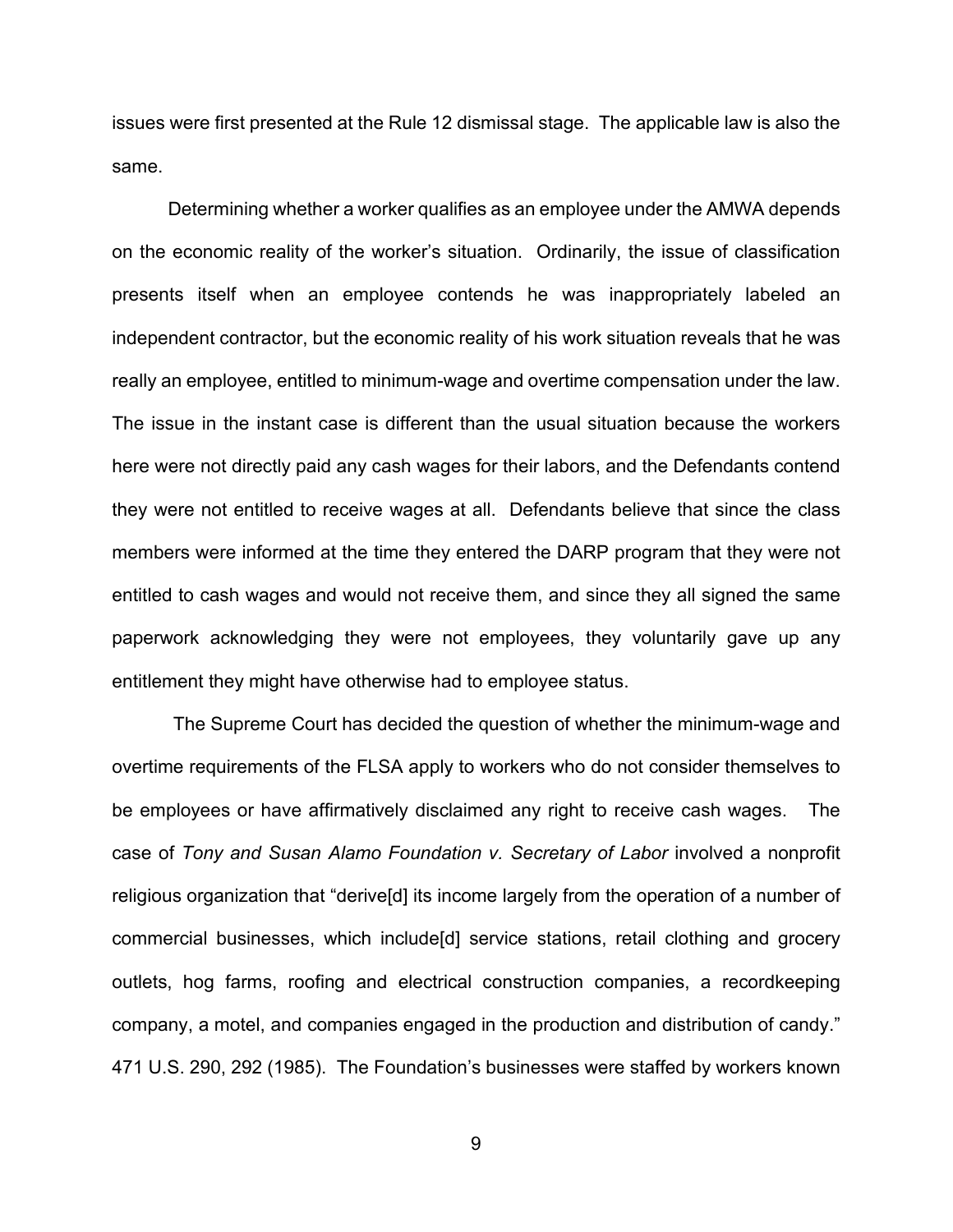issues were first presented at the Rule 12 dismissal stage. The applicable law is also the same.

Determining whether a worker qualifies as an employee under the AMWA depends on the economic reality of the worker's situation. Ordinarily, the issue of classification presents itself when an employee contends he was inappropriately labeled an independent contractor, but the economic reality of his work situation reveals that he was really an employee, entitled to minimum-wage and overtime compensation under the law. The issue in the instant case is different than the usual situation because the workers here were not directly paid any cash wages for their labors, and the Defendants contend they were not entitled to receive wages at all. Defendants believe that since the class members were informed at the time they entered the DARP program that they were not entitled to cash wages and would not receive them, and since they all signed the same paperwork acknowledging they were not employees, they voluntarily gave up any entitlement they might have otherwise had to employee status.

The Supreme Court has decided the question of whether the minimum-wage and overtime requirements of the FLSA apply to workers who do not consider themselves to be employees or have affirmatively disclaimed any right to receive cash wages. The case of *Tony and Susan Alamo Foundation v. Secretary of Labor* involved a nonprofit religious organization that "derive[d] its income largely from the operation of a number of commercial businesses, which include[d] service stations, retail clothing and grocery outlets, hog farms, roofing and electrical construction companies, a recordkeeping company, a motel, and companies engaged in the production and distribution of candy." 471 U.S. 290, 292 (1985). The Foundation's businesses were staffed by workers known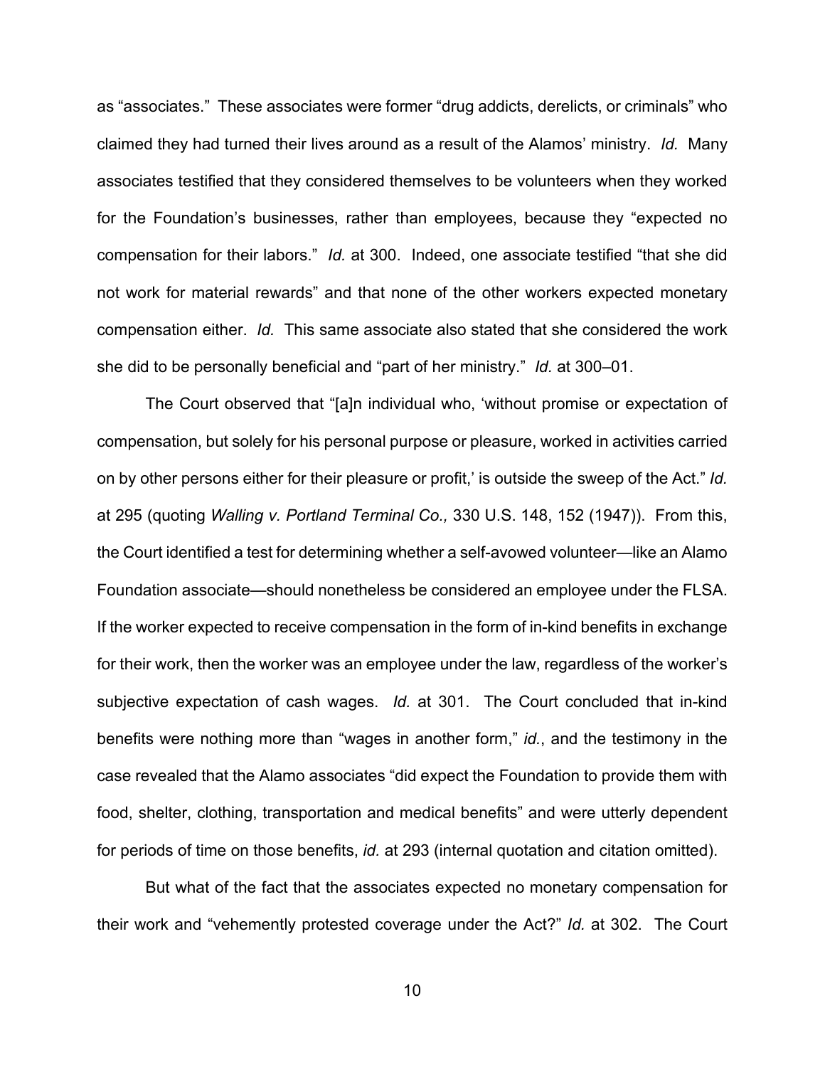as "associates." These associates were former "drug addicts, derelicts, or criminals" who claimed they had turned their lives around as a result of the Alamos' ministry. *Id.* Many associates testified that they considered themselves to be volunteers when they worked for the Foundation's businesses, rather than employees, because they "expected no compensation for their labors." *Id.* at 300. Indeed, one associate testified "that she did not work for material rewards" and that none of the other workers expected monetary compensation either. *Id.* This same associate also stated that she considered the work she did to be personally beneficial and "part of her ministry." *Id.* at 300–01.

The Court observed that "[a]n individual who, 'without promise or expectation of compensation, but solely for his personal purpose or pleasure, worked in activities carried on by other persons either for their pleasure or profit,' is outside the sweep of the Act." *Id.* at 295 (quoting *Walling v. Portland Terminal Co.,* 330 U.S. 148, 152 (1947)). From this, the Court identified a test for determining whether a self-avowed volunteer—like an Alamo Foundation associate—should nonetheless be considered an employee under the FLSA. If the worker expected to receive compensation in the form of in-kind benefits in exchange for their work, then the worker was an employee under the law, regardless of the worker's subjective expectation of cash wages. *Id.* at 301. The Court concluded that in-kind benefits were nothing more than "wages in another form," *id.*, and the testimony in the case revealed that the Alamo associates "did expect the Foundation to provide them with food, shelter, clothing, transportation and medical benefits" and were utterly dependent for periods of time on those benefits, *id.* at 293 (internal quotation and citation omitted).

But what of the fact that the associates expected no monetary compensation for their work and "vehemently protested coverage under the Act?" *Id.* at 302. The Court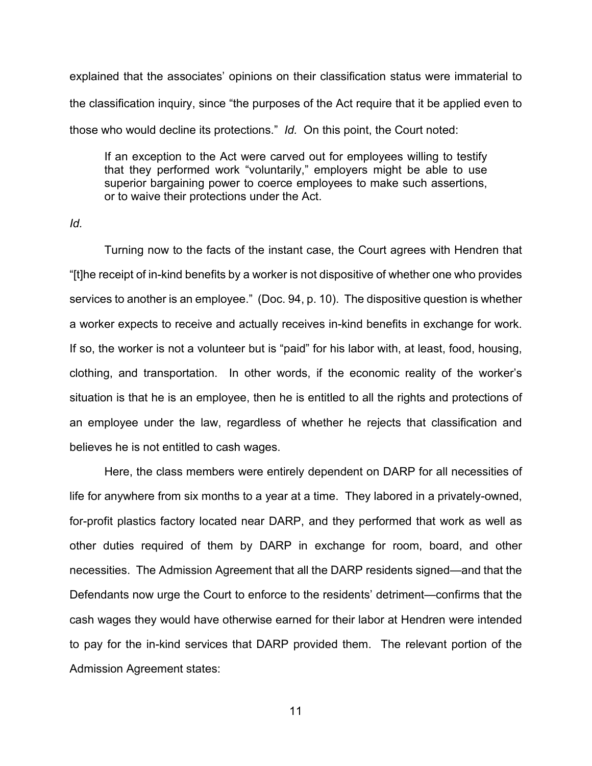explained that the associates' opinions on their classification status were immaterial to the classification inquiry, since "the purposes of the Act require that it be applied even to those who would decline its protections." *Id.* On this point, the Court noted:

> If an exception to the Act were carved out for employees willing to testify that they performed work "voluntarily," employers might be able to use superior bargaining power to coerce employees to make such assertions, or to waive their protections under the Act.

*Id.*

Turning now to the facts of the instant case, the Court agrees with Hendren that "[t]he receipt of in-kind benefits by a worker is not dispositive of whether one who provides services to another is an employee." (Doc. 94, p. 10). The dispositive question is whether a worker expects to receive and actually receives in-kind benefits in exchange for work. If so, the worker is not a volunteer but is "paid" for his labor with, at least, food, housing, clothing, and transportation. In other words, if the economic reality of the worker's situation is that he is an employee, then he is entitled to all the rights and protections of an employee under the law, regardless of whether he rejects that classification and believes he is not entitled to cash wages.

Here, the class members were entirely dependent on DARP for all necessities of life for anywhere from six months to a year at a time. They labored in a privately-owned, for-profit plastics factory located near DARP, and they performed that work as well as other duties required of them by DARP in exchange for room, board, and other necessities. The Admission Agreement that all the DARP residents signed—and that the Defendants now urge the Court to enforce to the residents' detriment—confirms that the cash wages they would have otherwise earned for their labor at Hendren were intended to pay for the in-kind services that DARP provided them. The relevant portion of the Admission Agreement states: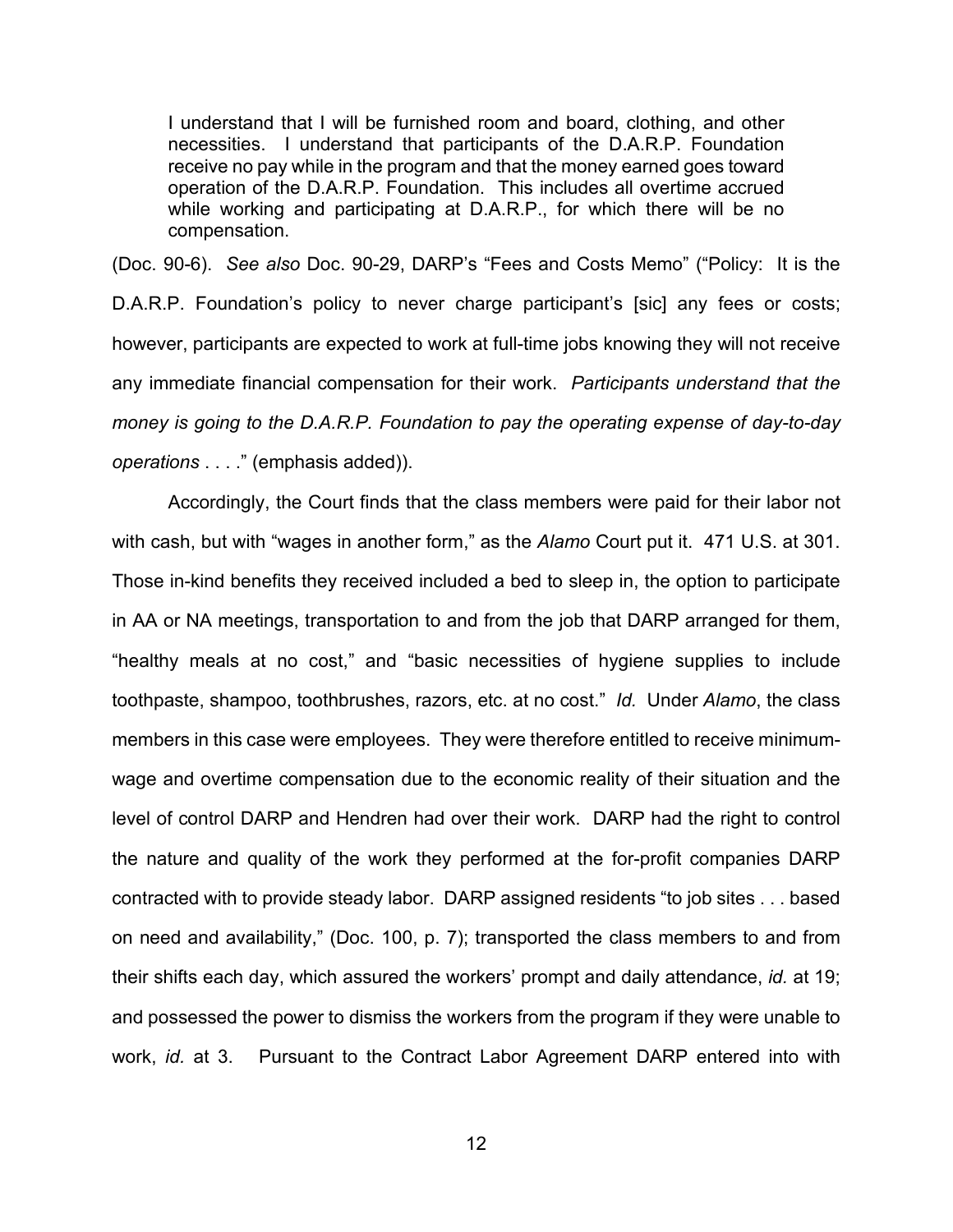> I understand that I will be furnished room and board, clothing, and other necessities. I understand that participants of the D.A.R.P. Foundation receive no pay while in the program and that the money earned goes toward operation of the D.A.R.P. Foundation. This includes all overtime accrued while working and participating at D.A.R.P., for which there will be no compensation.

(Doc. 90-6). *See also* Doc. 90-29, DARP's "Fees and Costs Memo" ("Policy: It is the D.A.R.P. Foundation's policy to never charge participant's [sic] any fees or costs; however, participants are expected to work at full-time jobs knowing they will not receive any immediate financial compensation for their work. *Participants understand that the money is going to the D.A.R.P. Foundation to pay the operating expense of day-to-day operations* . . . ." (emphasis added)).

Accordingly, the Court finds that the class members were paid for their labor not with cash, but with "wages in another form," as the *Alamo* Court put it. 471 U.S. at 301. Those in-kind benefits they received included a bed to sleep in, the option to participate in AA or NA meetings, transportation to and from the job that DARP arranged for them, "healthy meals at no cost," and "basic necessities of hygiene supplies to include toothpaste, shampoo, toothbrushes, razors, etc. at no cost." *Id.* Under *Alamo*, the class members in this case were employees. They were therefore entitled to receive minimum-wage and overtime compensation due to the economic reality of their situation and the level of control DARP and Hendren had over their work. DARP had the right to control the nature and quality of the work they performed at the for-profit companies DARP contracted with to provide steady labor. DARP assigned residents "to job sites . . . based on need and availability," (Doc. 100, p. 7); transported the class members to and from their shifts each day, which assured the workers' prompt and daily attendance, *id.* at 19; and possessed the power to dismiss the workers from the program if they were unable to work, *id.* at 3. Pursuant to the Contract Labor Agreement DARP entered into with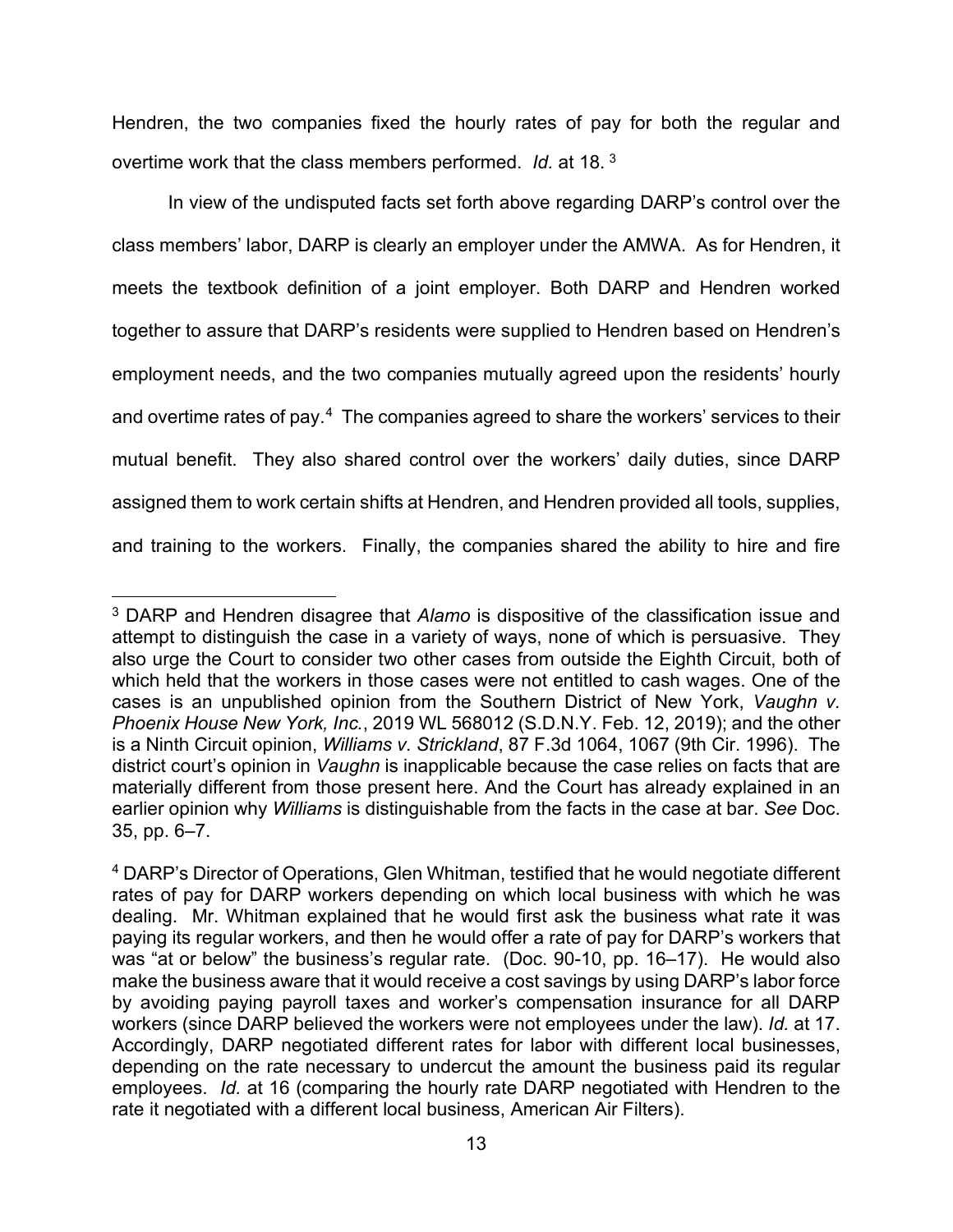Hendren, the two companies fixed the hourly rates of pay for both the regular and overtime work that the class members performed. *Id.* at 18. [3]

In view of the undisputed facts set forth above regarding DARP's control over the class members' labor, DARP is clearly an employer under the AMWA. As for Hendren, it meets the textbook definition of a joint employer. Both DARP and Hendren worked together to assure that DARP's residents were supplied to Hendren based on Hendren's employment needs, and the two companies mutually agreed upon the residents' hourly and overtime rates of pay.[4] The companies agreed to share the workers' services to their mutual benefit. They also shared control over the workers' daily duties, since DARP assigned them to work certain shifts at Hendren, and Hendren provided all tools, supplies, and training to the workers. Finally, the companies shared the ability to hire and fire

---

[3] DARP and Hendren disagree that *Alamo* is dispositive of the classification issue and attempt to distinguish the case in a variety of ways, none of which is persuasive. They also urge the Court to consider two other cases from outside the Eighth Circuit, both of which held that the workers in those cases were not entitled to cash wages. One of the cases is an unpublished opinion from the Southern District of New York, *Vaughn v. Phoenix House New York, Inc.*, 2019 WL 568012 (S.D.N.Y. Feb. 12, 2019); and the other is a Ninth Circuit opinion, *Williams v. Strickland*, 87 F.3d 1064, 1067 (9th Cir. 1996). The district court's opinion in *Vaughn* is inapplicable because the case relies on facts that are materially different from those present here. And the Court has already explained in an earlier opinion why *Williams* is distinguishable from the facts in the case at bar. *See* Doc. 35, pp. 6–7.

[4] DARP's Director of Operations, Glen Whitman, testified that he would negotiate different rates of pay for DARP workers depending on which local business with which he was dealing. Mr. Whitman explained that he would first ask the business what rate it was paying its regular workers, and then he would offer a rate of pay for DARP's workers that was "at or below" the business's regular rate. (Doc. 90-10, pp. 16–17). He would also make the business aware that it would receive a cost savings by using DARP's labor force by avoiding paying payroll taxes and worker's compensation insurance for all DARP workers (since DARP believed the workers were not employees under the law). *Id.* at 17. Accordingly, DARP negotiated different rates for labor with different local businesses, depending on the rate necessary to undercut the amount the business paid its regular employees. *Id.* at 16 (comparing the hourly rate DARP negotiated with Hendren to the rate it negotiated with a different local business, American Air Filters).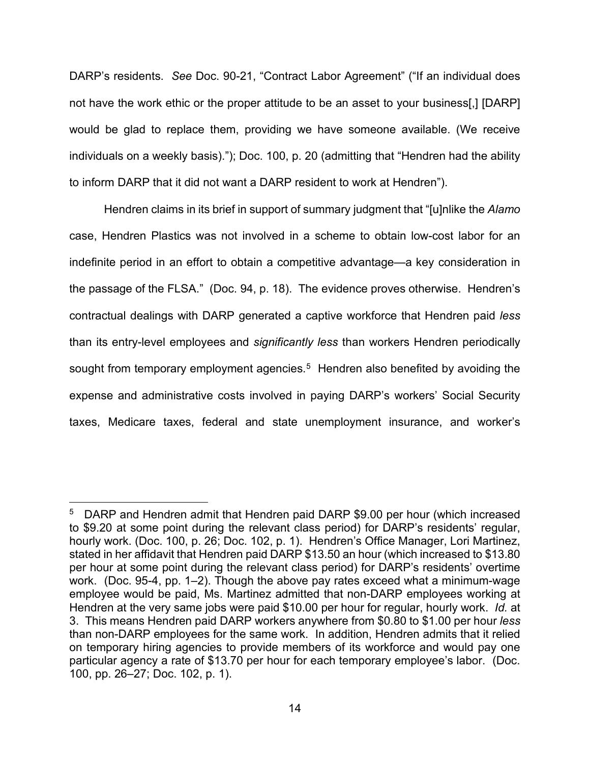DARP's residents. *See* Doc. 90-21, "Contract Labor Agreement" ("If an individual does not have the work ethic or the proper attitude to be an asset to your business[,] [DARP] would be glad to replace them, providing we have someone available. (We receive individuals on a weekly basis)."); Doc. 100, p. 20 (admitting that "Hendren had the ability to inform DARP that it did not want a DARP resident to work at Hendren").

Hendren claims in its brief in support of summary judgment that "[u]nlike the *Alamo* case, Hendren Plastics was not involved in a scheme to obtain low-cost labor for an indefinite period in an effort to obtain a competitive advantage—a key consideration in the passage of the FLSA." (Doc. 94, p. 18). The evidence proves otherwise. Hendren's contractual dealings with DARP generated a captive workforce that Hendren paid *less* than its entry-level employees and *significantly less* than workers Hendren periodically sought from temporary employment agencies.[5] Hendren also benefited by avoiding the expense and administrative costs involved in paying DARP's workers' Social Security taxes, Medicare taxes, federal and state unemployment insurance, and worker's

---

[5] DARP and Hendren admit that Hendren paid DARP $9.00 per hour (which increased to $9.20 at some point during the relevant class period) for DARP's residents' regular, hourly work. (Doc. 100, p. 26; Doc. 102, p. 1). Hendren's Office Manager, Lori Martinez, stated in her affidavit that Hendren paid DARP $13.50 an hour (which increased to $13.80 per hour at some point during the relevant class period) for DARP's residents' overtime work. (Doc. 95-4, pp. 1–2). Though the above pay rates exceed what a minimum-wage employee would be paid, Ms. Martinez admitted that non-DARP employees working at Hendren at the very same jobs were paid $10.00 per hour for regular, hourly work. *Id.* at 3. This means Hendren paid DARP workers anywhere from $0.80 to $1.00 per hour *less* than non-DARP employees for the same work. In addition, Hendren admits that it relied on temporary hiring agencies to provide members of its workforce and would pay one particular agency a rate of $13.70 per hour for each temporary employee's labor. (Doc. 100, pp. 26–27; Doc. 102, p. 1).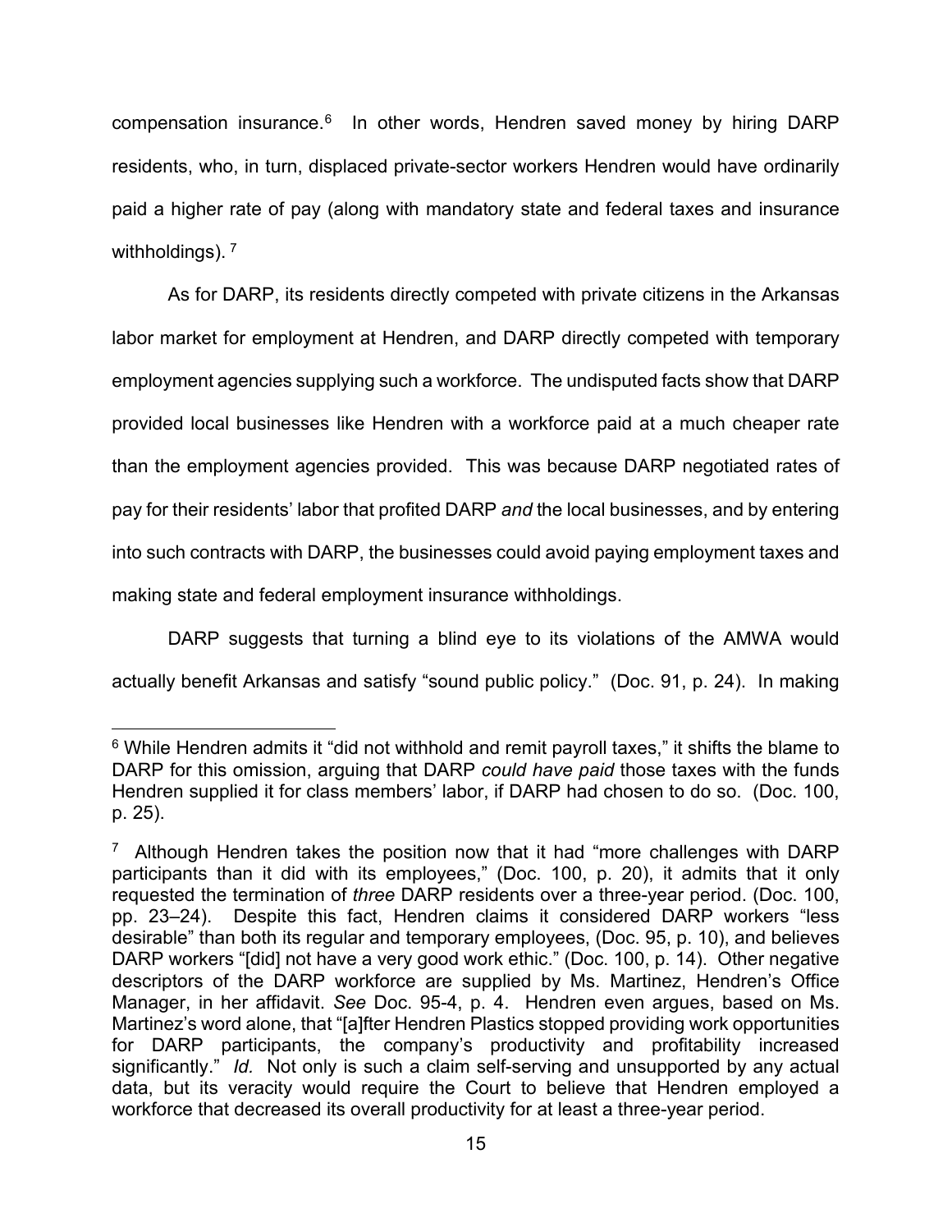compensation insurance.[6] In other words, Hendren saved money by hiring DARP residents, who, in turn, displaced private-sector workers Hendren would have ordinarily paid a higher rate of pay (along with mandatory state and federal taxes and insurance withholdings). [7]

As for DARP, its residents directly competed with private citizens in the Arkansas labor market for employment at Hendren, and DARP directly competed with temporary employment agencies supplying such a workforce. The undisputed facts show that DARP provided local businesses like Hendren with a workforce paid at a much cheaper rate than the employment agencies provided. This was because DARP negotiated rates of pay for their residents' labor that profited DARP *and* the local businesses, and by entering into such contracts with DARP, the businesses could avoid paying employment taxes and making state and federal employment insurance withholdings.

DARP suggests that turning a blind eye to its violations of the AMWA would actually benefit Arkansas and satisfy "sound public policy." (Doc. 91, p. 24). In making

---

[6] While Hendren admits it "did not withhold and remit payroll taxes," it shifts the blame to DARP for this omission, arguing that DARP *could have paid* those taxes with the funds Hendren supplied it for class members' labor, if DARP had chosen to do so. (Doc. 100, p. 25).

[7] Although Hendren takes the position now that it had "more challenges with DARP participants than it did with its employees," (Doc. 100, p. 20), it admits that it only requested the termination of *three* DARP residents over a three-year period. (Doc. 100, pp. 23–24). Despite this fact, Hendren claims it considered DARP workers "less desirable" than both its regular and temporary employees, (Doc. 95, p. 10), and believes DARP workers "[did] not have a very good work ethic." (Doc. 100, p. 14). Other negative descriptors of the DARP workforce are supplied by Ms. Martinez, Hendren's Office Manager, in her affidavit. *See* Doc. 95-4, p. 4. Hendren even argues, based on Ms. Martinez's word alone, that "[a]fter Hendren Plastics stopped providing work opportunities for DARP participants, the company's productivity and profitability increased significantly." *Id.* Not only is such a claim self-serving and unsupported by any actual data, but its veracity would require the Court to believe that Hendren employed a workforce that decreased its overall productivity for at least a three-year period.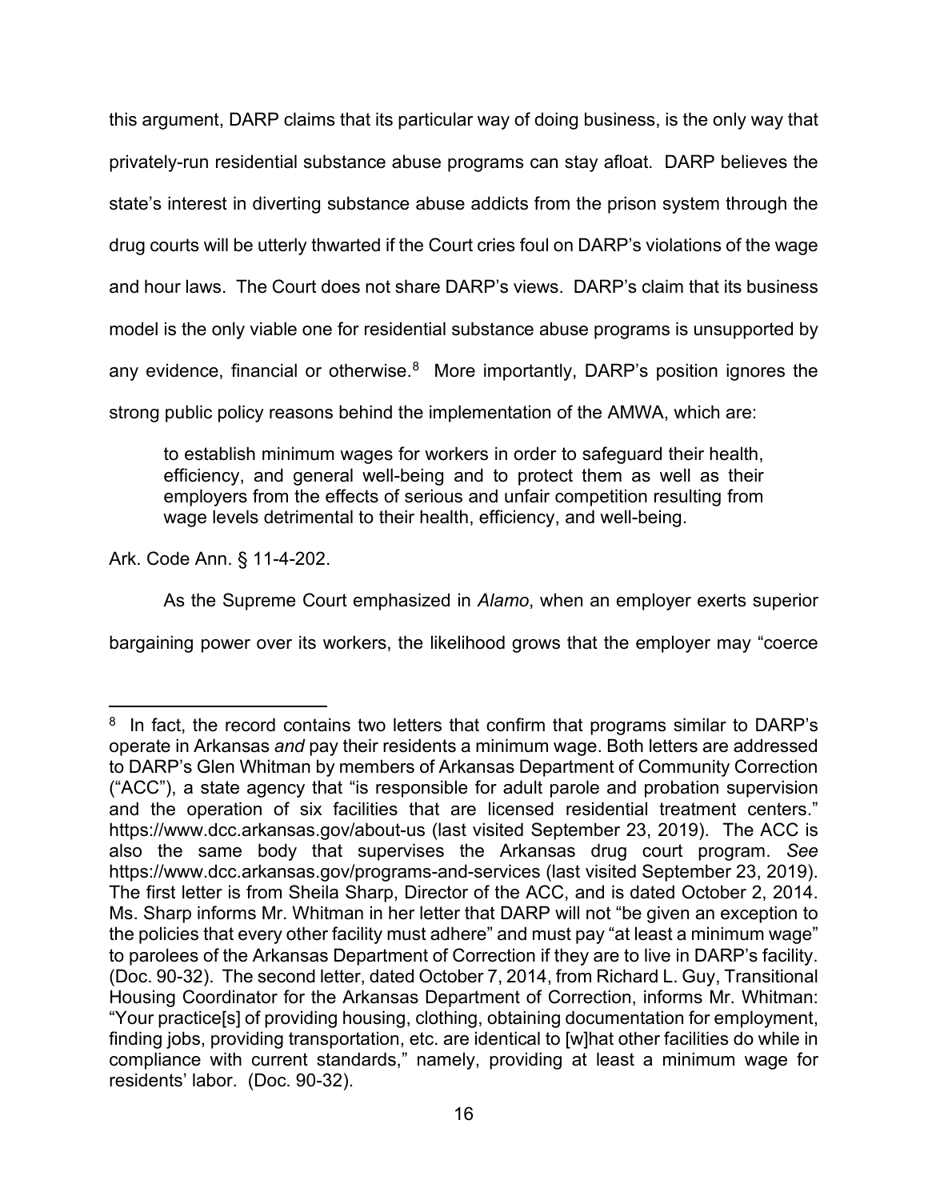this argument, DARP claims that its particular way of doing business, is the only way that privately-run residential substance abuse programs can stay afloat. DARP believes the state's interest in diverting substance abuse addicts from the prison system through the drug courts will be utterly thwarted if the Court cries foul on DARP's violations of the wage and hour laws. The Court does not share DARP's views. DARP's claim that its business model is the only viable one for residential substance abuse programs is unsupported by any evidence, financial or otherwise.[8] More importantly, DARP's position ignores the strong public policy reasons behind the implementation of the AMWA, which are:

> to establish minimum wages for workers in order to safeguard their health, efficiency, and general well-being and to protect them as well as their employers from the effects of serious and unfair competition resulting from wage levels detrimental to their health, efficiency, and well-being.

Ark. Code Ann. § 11-4-202.

As the Supreme Court emphasized in *Alamo*, when an employer exerts superior bargaining power over its workers, the likelihood grows that the employer may "coerce

---

[8] In fact, the record contains two letters that confirm that programs similar to DARP's operate in Arkansas *and* pay their residents a minimum wage. Both letters are addressed to DARP's Glen Whitman by members of Arkansas Department of Community Correction ("ACC"), a state agency that "is responsible for adult parole and probation supervision and the operation of six facilities that are licensed residential treatment centers." https://www.dcc.arkansas.gov/about-us (last visited September 23, 2019). The ACC is also the same body that supervises the Arkansas drug court program. *See* https://www.dcc.arkansas.gov/programs-and-services (last visited September 23, 2019). The first letter is from Sheila Sharp, Director of the ACC, and is dated October 2, 2014. Ms. Sharp informs Mr. Whitman in her letter that DARP will not "be given an exception to the policies that every other facility must adhere" and must pay "at least a minimum wage" to parolees of the Arkansas Department of Correction if they are to live in DARP's facility. (Doc. 90-32). The second letter, dated October 7, 2014, from Richard L. Guy, Transitional Housing Coordinator for the Arkansas Department of Correction, informs Mr. Whitman: "Your practice[s] of providing housing, clothing, obtaining documentation for employment, finding jobs, providing transportation, etc. are identical to [w]hat other facilities do while in compliance with current standards," namely, providing at least a minimum wage for residents' labor. (Doc. 90-32).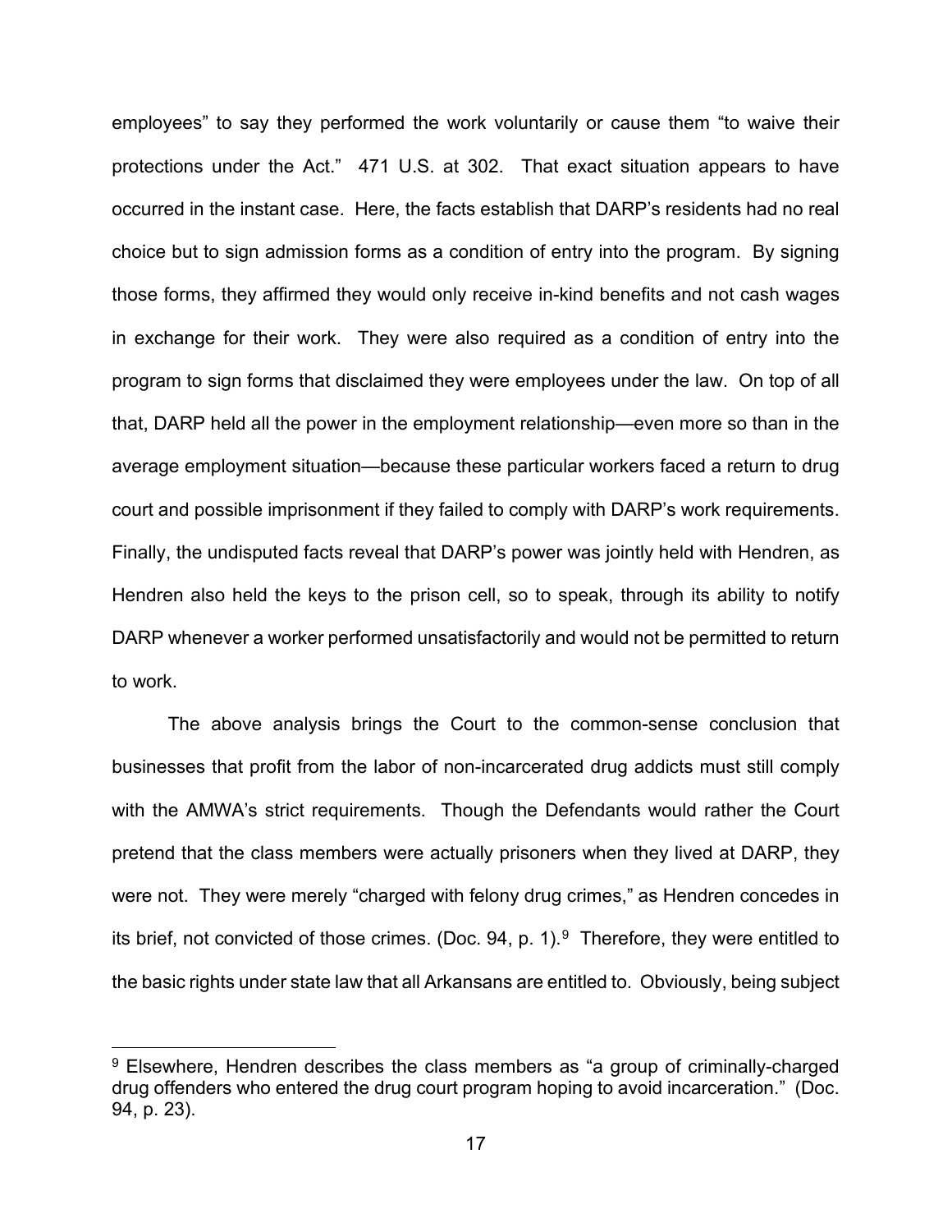employees" to say they performed the work voluntarily or cause them "to waive their protections under the Act." 471 U.S. at 302. That exact situation appears to have occurred in the instant case. Here, the facts establish that DARP's residents had no real choice but to sign admission forms as a condition of entry into the program. By signing those forms, they affirmed they would only receive in-kind benefits and not cash wages in exchange for their work. They were also required as a condition of entry into the program to sign forms that disclaimed they were employees under the law. On top of all that, DARP held all the power in the employment relationship—even more so than in the average employment situation—because these particular workers faced a return to drug court and possible imprisonment if they failed to comply with DARP's work requirements. Finally, the undisputed facts reveal that DARP's power was jointly held with Hendren, as Hendren also held the keys to the prison cell, so to speak, through its ability to notify DARP whenever a worker performed unsatisfactorily and would not be permitted to return to work.

The above analysis brings the Court to the common-sense conclusion that businesses that profit from the labor of non-incarcerated drug addicts must still comply with the AMWA's strict requirements. Though the Defendants would rather the Court pretend that the class members were actually prisoners when they lived at DARP, they were not. They were merely "charged with felony drug crimes," as Hendren concedes in its brief, not convicted of those crimes. (Doc. 94, p. 1).[9] Therefore, they were entitled to the basic rights under state law that all Arkansans are entitled to. Obviously, being subject

[9] Elsewhere, Hendren describes the class members as "a group of criminally-charged drug offenders who entered the drug court program hoping to avoid incarceration." (Doc. 94, p. 23).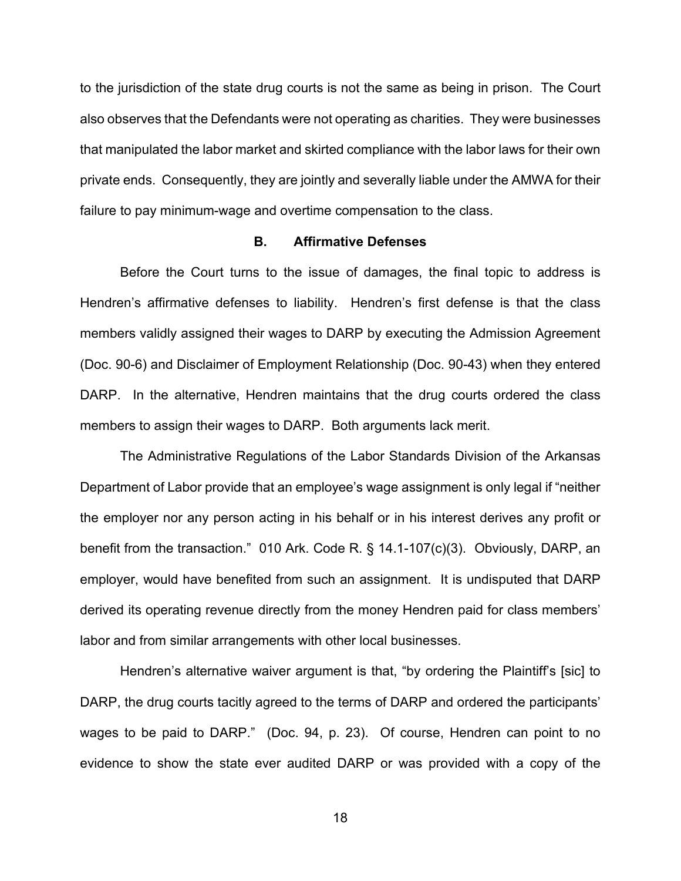to the jurisdiction of the state drug courts is not the same as being in prison. The Court also observes that the Defendants were not operating as charities. They were businesses that manipulated the labor market and skirted compliance with the labor laws for their own private ends. Consequently, they are jointly and severally liable under the AMWA for their failure to pay minimum-wage and overtime compensation to the class.

### B. Affirmative Defenses

Before the Court turns to the issue of damages, the final topic to address is Hendren's affirmative defenses to liability. Hendren's first defense is that the class members validly assigned their wages to DARP by executing the Admission Agreement (Doc. 90-6) and Disclaimer of Employment Relationship (Doc. 90-43) when they entered DARP. In the alternative, Hendren maintains that the drug courts ordered the class members to assign their wages to DARP. Both arguments lack merit.

The Administrative Regulations of the Labor Standards Division of the Arkansas Department of Labor provide that an employee's wage assignment is only legal if "neither the employer nor any person acting in his behalf or in his interest derives any profit or benefit from the transaction." 010 Ark. Code R. § 14.1-107(c)(3). Obviously, DARP, an employer, would have benefited from such an assignment. It is undisputed that DARP derived its operating revenue directly from the money Hendren paid for class members' labor and from similar arrangements with other local businesses.

Hendren's alternative waiver argument is that, "by ordering the Plaintiff's [sic] to DARP, the drug courts tacitly agreed to the terms of DARP and ordered the participants' wages to be paid to DARP." (Doc. 94, p. 23). Of course, Hendren can point to no evidence to show the state ever audited DARP or was provided with a copy of the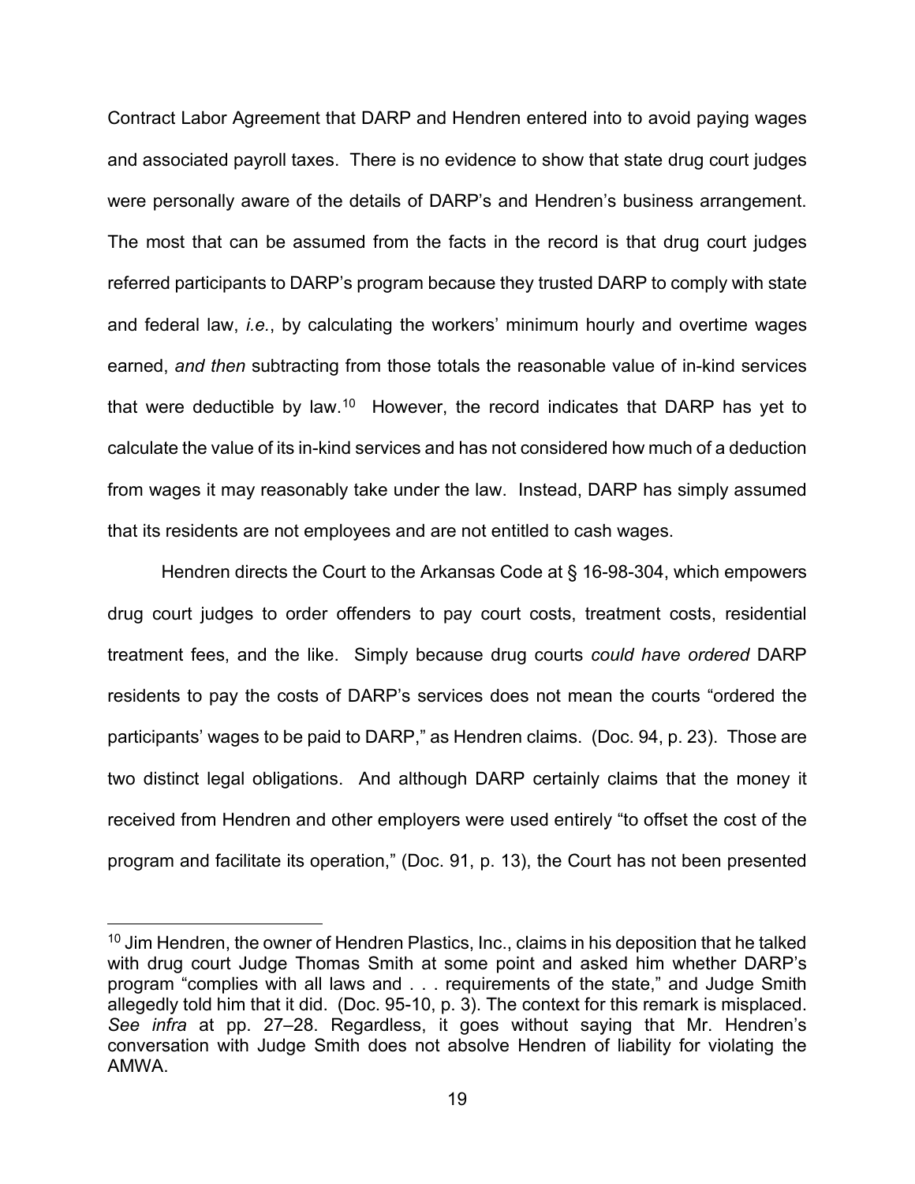Contract Labor Agreement that DARP and Hendren entered into to avoid paying wages and associated payroll taxes. There is no evidence to show that state drug court judges were personally aware of the details of DARP's and Hendren's business arrangement. The most that can be assumed from the facts in the record is that drug court judges referred participants to DARP's program because they trusted DARP to comply with state and federal law, *i.e.*, by calculating the workers' minimum hourly and overtime wages earned, *and then* subtracting from those totals the reasonable value of in-kind services that were deductible by law.[10] However, the record indicates that DARP has yet to calculate the value of its in-kind services and has not considered how much of a deduction from wages it may reasonably take under the law. Instead, DARP has simply assumed that its residents are not employees and are not entitled to cash wages.

Hendren directs the Court to the Arkansas Code at § 16-98-304, which empowers drug court judges to order offenders to pay court costs, treatment costs, residential treatment fees, and the like. Simply because drug courts *could have ordered* DARP residents to pay the costs of DARP's services does not mean the courts "ordered the participants' wages to be paid to DARP," as Hendren claims. (Doc. 94, p. 23). Those are two distinct legal obligations. And although DARP certainly claims that the money it received from Hendren and other employers were used entirely "to offset the cost of the program and facilitate its operation," (Doc. 91, p. 13), the Court has not been presented

[10] Jim Hendren, the owner of Hendren Plastics, Inc., claims in his deposition that he talked with drug court Judge Thomas Smith at some point and asked him whether DARP's program "complies with all laws and . . . requirements of the state," and Judge Smith allegedly told him that it did. (Doc. 95-10, p. 3). The context for this remark is misplaced. *See infra* at pp. 27–28. Regardless, it goes without saying that Mr. Hendren's conversation with Judge Smith does not absolve Hendren of liability for violating the AMWA.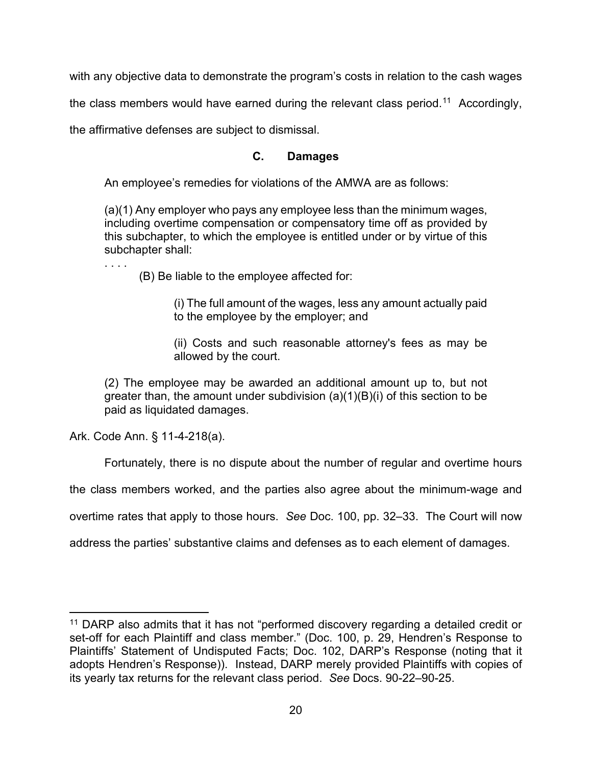with any objective data to demonstrate the program's costs in relation to the cash wages the class members would have earned during the relevant class period.[11] Accordingly, the affirmative defenses are subject to dismissal.

### C. Damages

An employee's remedies for violations of the AMWA are as follows:

> (a)(1) Any employer who pays any employee less than the minimum wages, including overtime compensation or compensatory time off as provided by this subchapter, to which the employee is entitled under or by virtue of this subchapter shall:
>
> . . . .
>
> (B) Be liable to the employee affected for:
>
> (i) The full amount of the wages, less any amount actually paid to the employee by the employer; and
>
> (ii) Costs and such reasonable attorney's fees as may be allowed by the court.
>
> (2) The employee may be awarded an additional amount up to, but not greater than, the amount under subdivision (a)(1)(B)(i) of this section to be paid as liquidated damages.

Ark. Code Ann. § 11-4-218(a).

Fortunately, there is no dispute about the number of regular and overtime hours the class members worked, and the parties also agree about the minimum-wage and overtime rates that apply to those hours. *See* Doc. 100, pp. 32–33. The Court will now address the parties' substantive claims and defenses as to each element of damages.

---

[11] DARP also admits that it has not "performed discovery regarding a detailed credit or set-off for each Plaintiff and class member." (Doc. 100, p. 29, Hendren's Response to Plaintiffs' Statement of Undisputed Facts; Doc. 102, DARP's Response (noting that it adopts Hendren's Response)). Instead, DARP merely provided Plaintiffs with copies of its yearly tax returns for the relevant class period. *See* Docs. 90-22–90-25.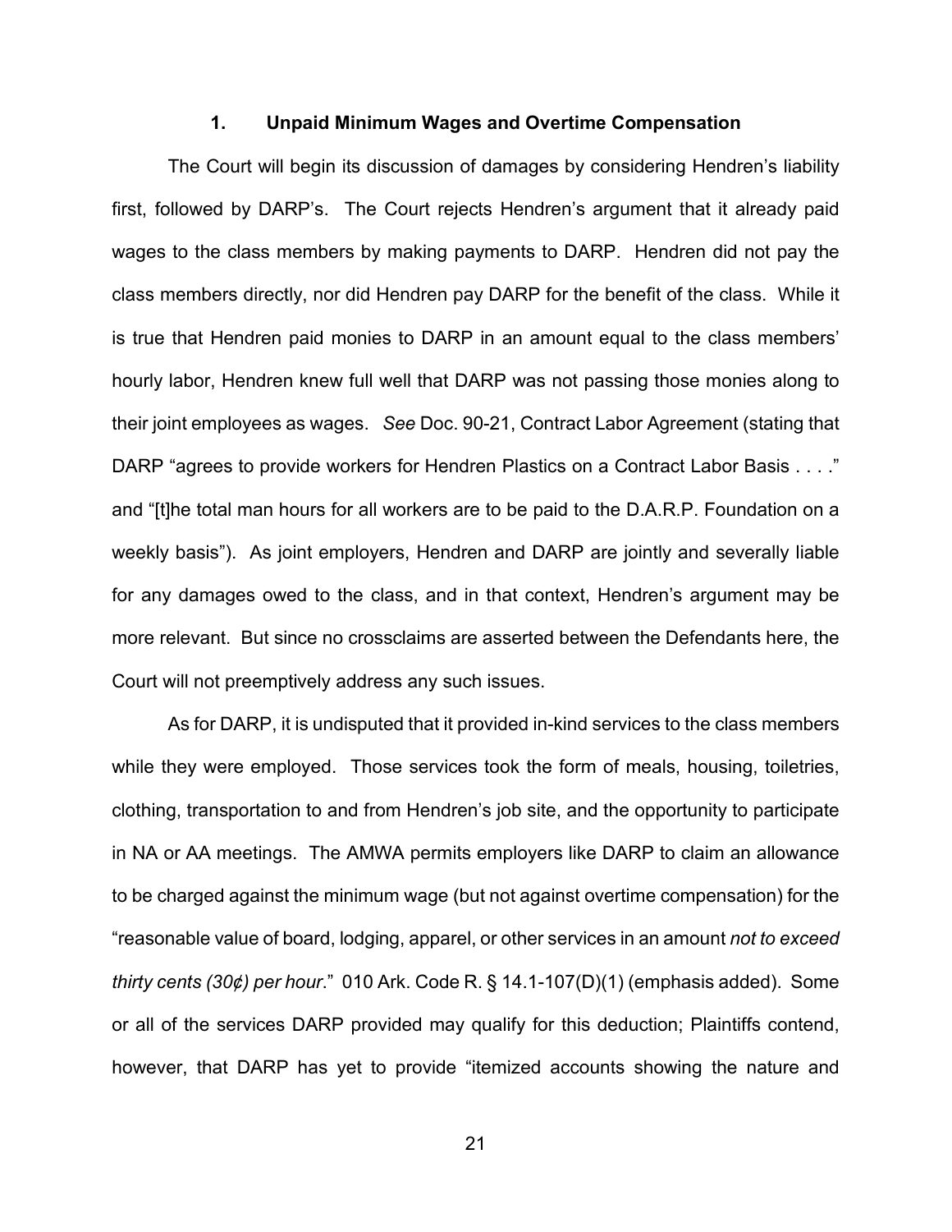### 1. Unpaid Minimum Wages and Overtime Compensation

The Court will begin its discussion of damages by considering Hendren's liability first, followed by DARP's. The Court rejects Hendren's argument that it already paid wages to the class members by making payments to DARP. Hendren did not pay the class members directly, nor did Hendren pay DARP for the benefit of the class. While it is true that Hendren paid monies to DARP in an amount equal to the class members' hourly labor, Hendren knew full well that DARP was not passing those monies along to their joint employees as wages. *See* Doc. 90-21, Contract Labor Agreement (stating that DARP "agrees to provide workers for Hendren Plastics on a Contract Labor Basis . . . ." and "[t]he total man hours for all workers are to be paid to the D.A.R.P. Foundation on a weekly basis"). As joint employers, Hendren and DARP are jointly and severally liable for any damages owed to the class, and in that context, Hendren's argument may be more relevant. But since no crossclaims are asserted between the Defendants here, the Court will not preemptively address any such issues.

As for DARP, it is undisputed that it provided in-kind services to the class members while they were employed. Those services took the form of meals, housing, toiletries, clothing, transportation to and from Hendren's job site, and the opportunity to participate in NA or AA meetings. The AMWA permits employers like DARP to claim an allowance to be charged against the minimum wage (but not against overtime compensation) for the "reasonable value of board, lodging, apparel, or other services in an amount *not to exceed thirty cents (30¢) per hour*." 010 Ark. Code R. § 14.1-107(D)(1) (emphasis added). Some or all of the services DARP provided may qualify for this deduction; Plaintiffs contend, however, that DARP has yet to provide "itemized accounts showing the nature and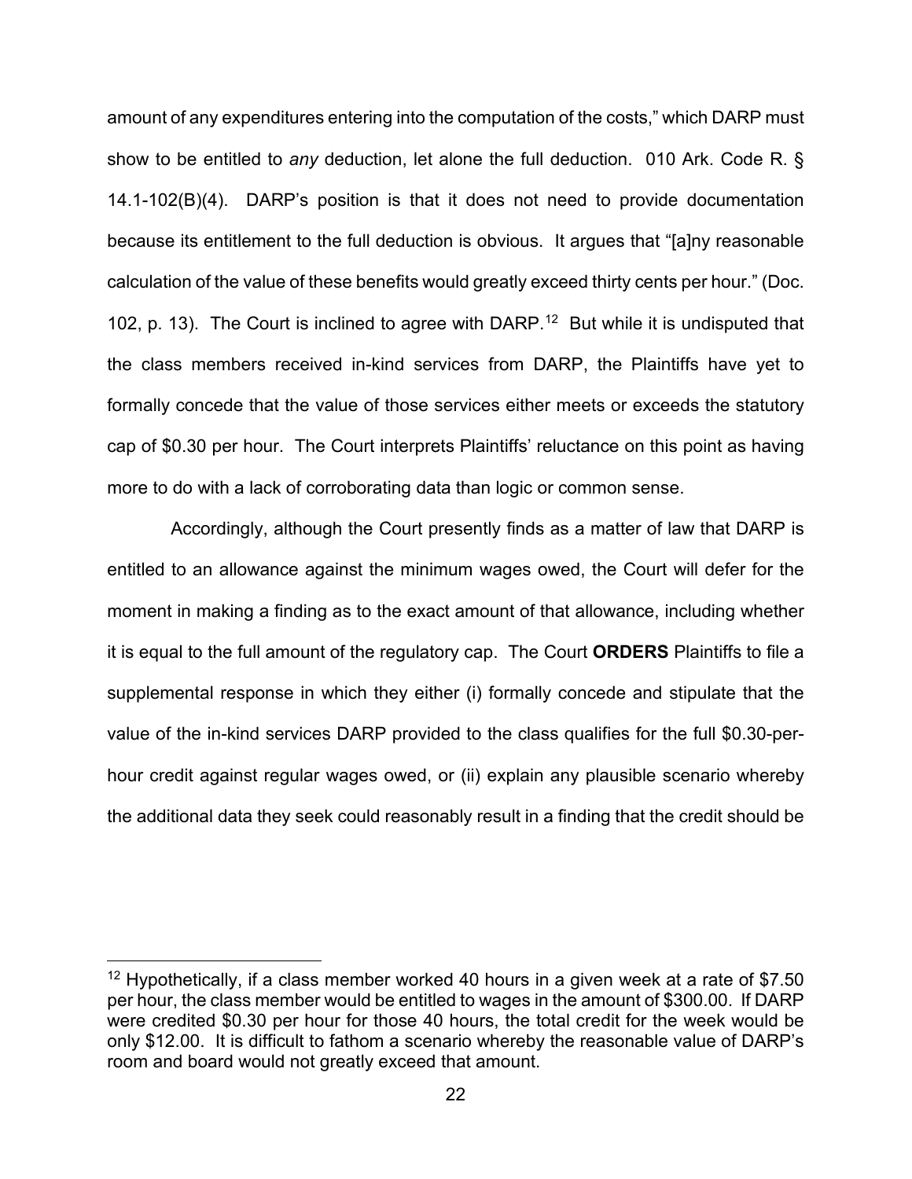amount of any expenditures entering into the computation of the costs," which DARP must show to be entitled to *any* deduction, let alone the full deduction. 010 Ark. Code R. § 14.1-102(B)(4). DARP's position is that it does not need to provide documentation because its entitlement to the full deduction is obvious. It argues that "[a]ny reasonable calculation of the value of these benefits would greatly exceed thirty cents per hour." (Doc. 102, p. 13). The Court is inclined to agree with DARP.[12] But while it is undisputed that the class members received in-kind services from DARP, the Plaintiffs have yet to formally concede that the value of those services either meets or exceeds the statutory cap of $0.30 per hour. The Court interprets Plaintiffs' reluctance on this point as having more to do with a lack of corroborating data than logic or common sense.

Accordingly, although the Court presently finds as a matter of law that DARP is entitled to an allowance against the minimum wages owed, the Court will defer for the moment in making a finding as to the exact amount of that allowance, including whether it is equal to the full amount of the regulatory cap. The Court **ORDERS** Plaintiffs to file a supplemental response in which they either (i) formally concede and stipulate that the value of the in-kind services DARP provided to the class qualifies for the full $0.30-per-hour credit against regular wages owed, or (ii) explain any plausible scenario whereby the additional data they seek could reasonably result in a finding that the credit should be

---

[12] Hypothetically, if a class member worked 40 hours in a given week at a rate of $7.50 per hour, the class member would be entitled to wages in the amount of $300.00. If DARP were credited $0.30 per hour for those 40 hours, the total credit for the week would be only $12.00. It is difficult to fathom a scenario whereby the reasonable value of DARP's room and board would not greatly exceed that amount.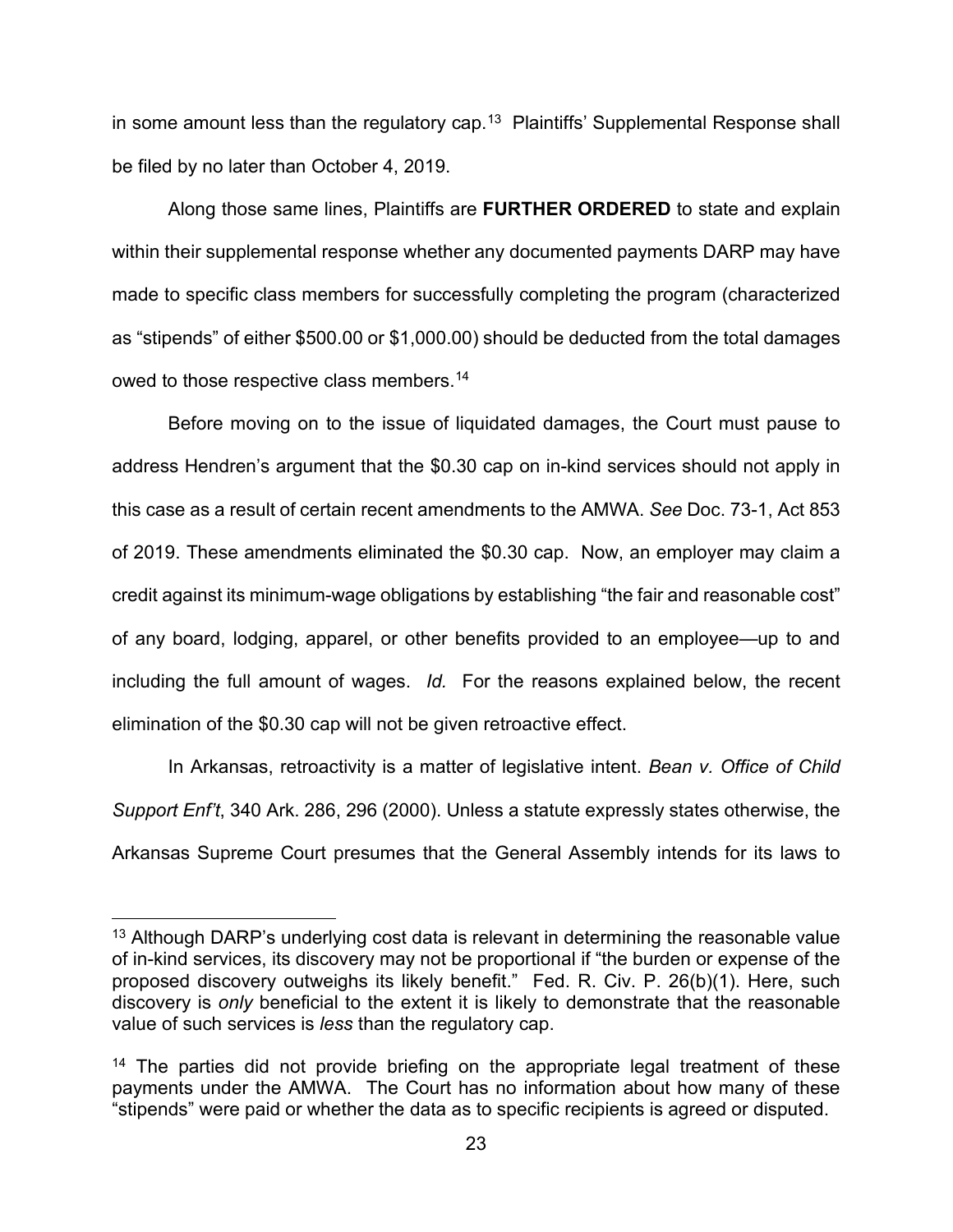in some amount less than the regulatory cap.[13] Plaintiffs' Supplemental Response shall be filed by no later than October 4, 2019.

Along those same lines, Plaintiffs are **FURTHER ORDERED** to state and explain within their supplemental response whether any documented payments DARP may have made to specific class members for successfully completing the program (characterized as "stipends" of either $500.00 or $1,000.00) should be deducted from the total damages owed to those respective class members.[14]

Before moving on to the issue of liquidated damages, the Court must pause to address Hendren's argument that the $0.30 cap on in-kind services should not apply in this case as a result of certain recent amendments to the AMWA. *See* Doc. 73-1, Act 853 of 2019. These amendments eliminated the $0.30 cap. Now, an employer may claim a credit against its minimum-wage obligations by establishing "the fair and reasonable cost" of any board, lodging, apparel, or other benefits provided to an employee—up to and including the full amount of wages. *Id.* For the reasons explained below, the recent elimination of the $0.30 cap will not be given retroactive effect.

In Arkansas, retroactivity is a matter of legislative intent. *Bean v. Office of Child Support Enf't*, 340 Ark. 286, 296 (2000). Unless a statute expressly states otherwise, the Arkansas Supreme Court presumes that the General Assembly intends for its laws to

---

[13] Although DARP's underlying cost data is relevant in determining the reasonable value of in-kind services, its discovery may not be proportional if "the burden or expense of the proposed discovery outweighs its likely benefit." Fed. R. Civ. P. 26(b)(1). Here, such discovery is *only* beneficial to the extent it is likely to demonstrate that the reasonable value of such services is *less* than the regulatory cap.

[14] The parties did not provide briefing on the appropriate legal treatment of these payments under the AMWA. The Court has no information about how many of these "stipends" were paid or whether the data as to specific recipients is agreed or disputed.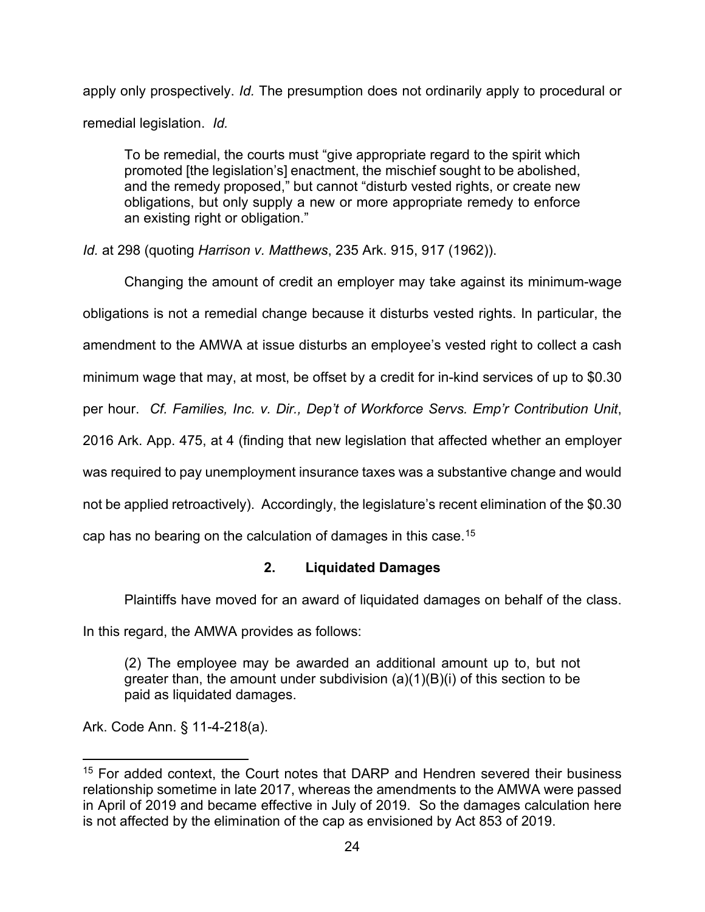apply only prospectively. *Id.* The presumption does not ordinarily apply to procedural or remedial legislation. *Id.*

> To be remedial, the courts must "give appropriate regard to the spirit which promoted [the legislation's] enactment, the mischief sought to be abolished, and the remedy proposed," but cannot "disturb vested rights, or create new obligations, but only supply a new or more appropriate remedy to enforce an existing right or obligation."

*Id.* at 298 (quoting *Harrison v. Matthews*, 235 Ark. 915, 917 (1962)).

Changing the amount of credit an employer may take against its minimum-wage obligations is not a remedial change because it disturbs vested rights. In particular, the amendment to the AMWA at issue disturbs an employee's vested right to collect a cash minimum wage that may, at most, be offset by a credit for in-kind services of up to $0.30 per hour. *Cf. Families, Inc. v. Dir., Dep't of Workforce Servs. Emp'r Contribution Unit*, 2016 Ark. App. 475, at 4 (finding that new legislation that affected whether an employer was required to pay unemployment insurance taxes was a substantive change and would not be applied retroactively). Accordingly, the legislature's recent elimination of the $0.30 cap has no bearing on the calculation of damages in this case.[15]

### 2. Liquidated Damages

Plaintiffs have moved for an award of liquidated damages on behalf of the class. In this regard, the AMWA provides as follows:

> (2) The employee may be awarded an additional amount up to, but not greater than, the amount under subdivision (a)(1)(B)(i) of this section to be paid as liquidated damages.

Ark. Code Ann. § 11-4-218(a).

---

[15] For added context, the Court notes that DARP and Hendren severed their business relationship sometime in late 2017, whereas the amendments to the AMWA were passed in April of 2019 and became effective in July of 2019. So the damages calculation here is not affected by the elimination of the cap as envisioned by Act 853 of 2019.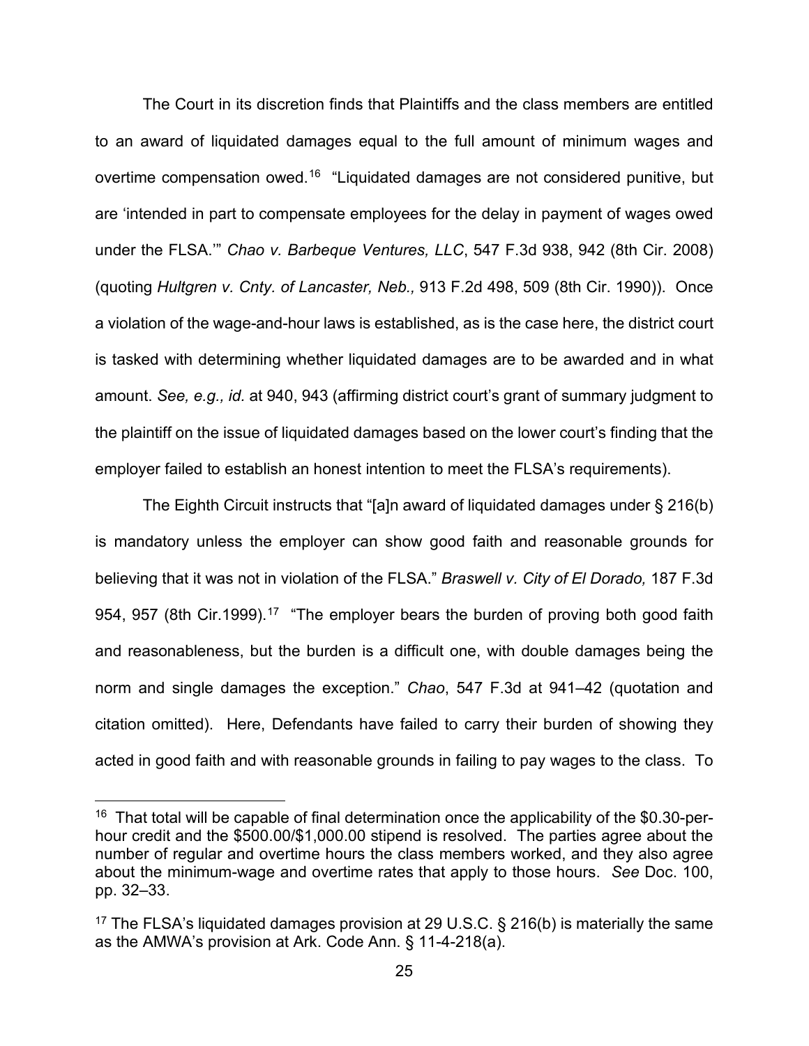The Court in its discretion finds that Plaintiffs and the class members are entitled to an award of liquidated damages equal to the full amount of minimum wages and overtime compensation owed.[16] "Liquidated damages are not considered punitive, but are 'intended in part to compensate employees for the delay in payment of wages owed under the FLSA.'" *Chao v. Barbeque Ventures, LLC*, 547 F.3d 938, 942 (8th Cir. 2008) (quoting *Hultgren v. Cnty. of Lancaster, Neb.,* 913 F.2d 498, 509 (8th Cir. 1990)). Once a violation of the wage-and-hour laws is established, as is the case here, the district court is tasked with determining whether liquidated damages are to be awarded and in what amount. *See, e.g., id.* at 940, 943 (affirming district court's grant of summary judgment to the plaintiff on the issue of liquidated damages based on the lower court's finding that the employer failed to establish an honest intention to meet the FLSA's requirements).

The Eighth Circuit instructs that "[a]n award of liquidated damages under § 216(b) is mandatory unless the employer can show good faith and reasonable grounds for believing that it was not in violation of the FLSA." *Braswell v. City of El Dorado,* 187 F.3d 954, 957 (8th Cir.1999).[17] "The employer bears the burden of proving both good faith and reasonableness, but the burden is a difficult one, with double damages being the norm and single damages the exception." *Chao*, 547 F.3d at 941–42 (quotation and citation omitted). Here, Defendants have failed to carry their burden of showing they acted in good faith and with reasonable grounds in failing to pay wages to the class. To

---

[16] That total will be capable of final determination once the applicability of the $0.30-per-hour credit and the $500.00/$1,000.00 stipend is resolved. The parties agree about the number of regular and overtime hours the class members worked, and they also agree about the minimum-wage and overtime rates that apply to those hours. *See* Doc. 100, pp. 32–33.

[17] The FLSA's liquidated damages provision at 29 U.S.C. § 216(b) is materially the same as the AMWA's provision at Ark. Code Ann. § 11-4-218(a).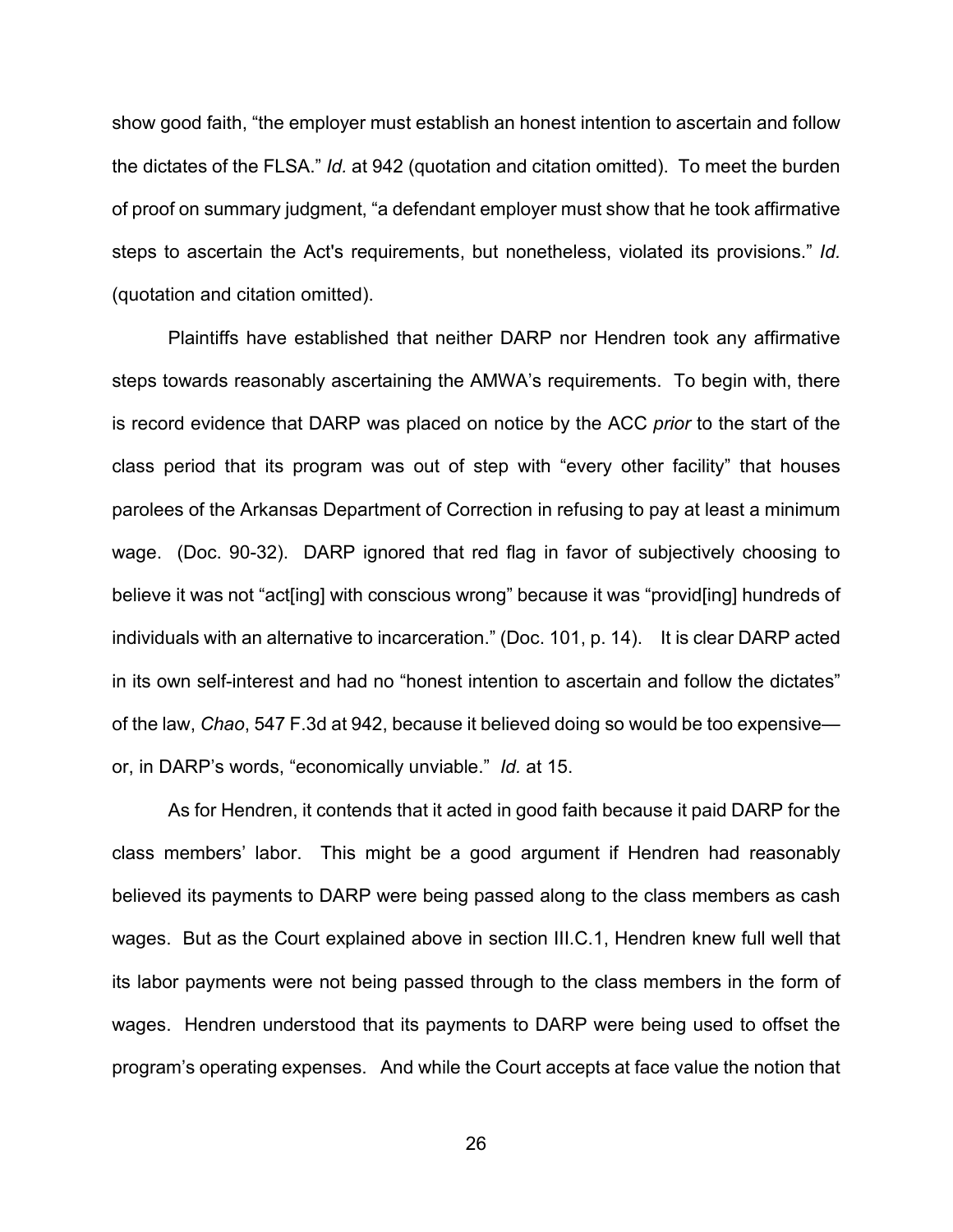show good faith, "the employer must establish an honest intention to ascertain and follow the dictates of the FLSA." *Id.* at 942 (quotation and citation omitted). To meet the burden of proof on summary judgment, "a defendant employer must show that he took affirmative steps to ascertain the Act's requirements, but nonetheless, violated its provisions." *Id.* (quotation and citation omitted).

Plaintiffs have established that neither DARP nor Hendren took any affirmative steps towards reasonably ascertaining the AMWA's requirements. To begin with, there is record evidence that DARP was placed on notice by the ACC *prior* to the start of the class period that its program was out of step with "every other facility" that houses parolees of the Arkansas Department of Correction in refusing to pay at least a minimum wage. (Doc. 90-32). DARP ignored that red flag in favor of subjectively choosing to believe it was not "act[ing] with conscious wrong" because it was "provid[ing] hundreds of individuals with an alternative to incarceration." (Doc. 101, p. 14). It is clear DARP acted in its own self-interest and had no "honest intention to ascertain and follow the dictates" of the law, *Chao*, 547 F.3d at 942, because it believed doing so would be too expensive—or, in DARP's words, "economically unviable." *Id.* at 15.

As for Hendren, it contends that it acted in good faith because it paid DARP for the class members' labor. This might be a good argument if Hendren had reasonably believed its payments to DARP were being passed along to the class members as cash wages. But as the Court explained above in section III.C.1, Hendren knew full well that its labor payments were not being passed through to the class members in the form of wages. Hendren understood that its payments to DARP were being used to offset the program's operating expenses. And while the Court accepts at face value the notion that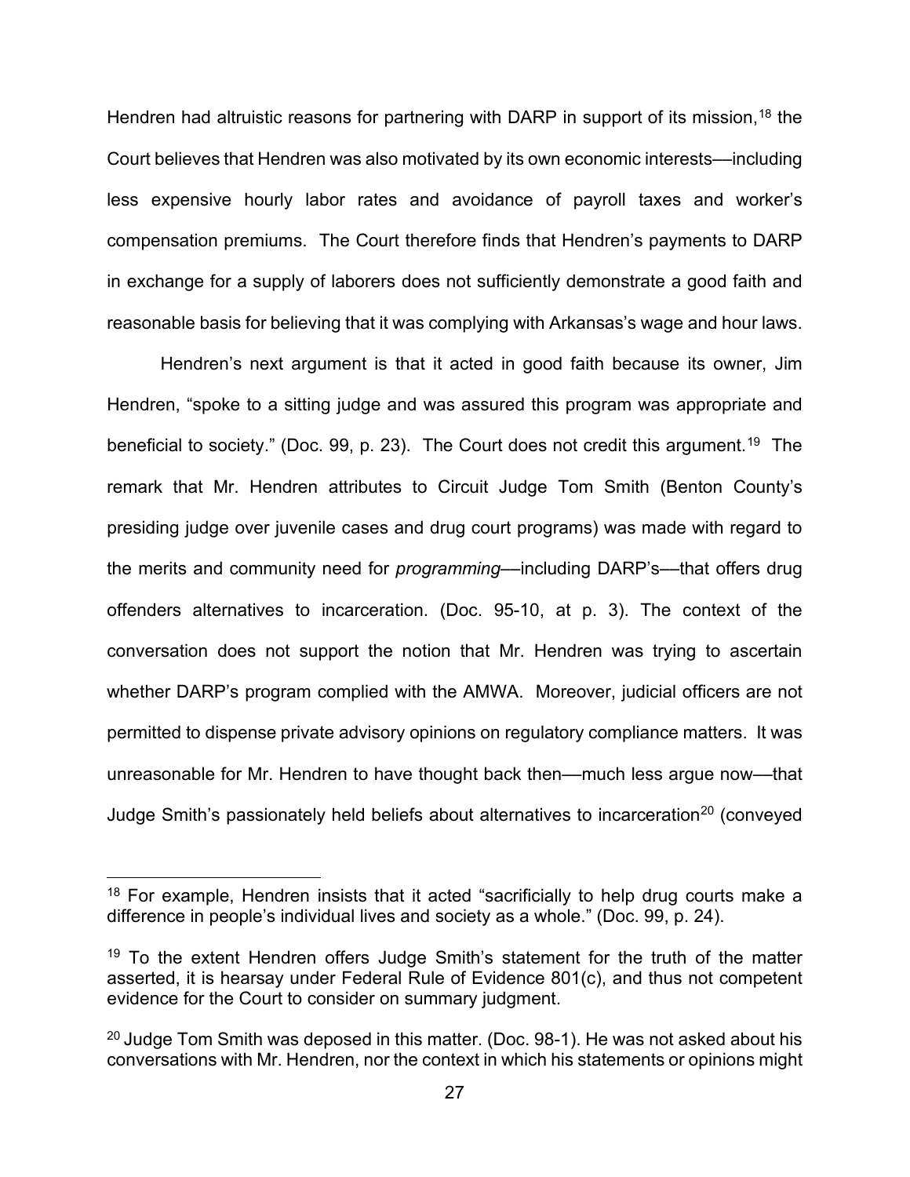Hendren had altruistic reasons for partnering with DARP in support of its mission,[18] the Court believes that Hendren was also motivated by its own economic interests—including less expensive hourly labor rates and avoidance of payroll taxes and worker's compensation premiums. The Court therefore finds that Hendren's payments to DARP in exchange for a supply of laborers does not sufficiently demonstrate a good faith and reasonable basis for believing that it was complying with Arkansas's wage and hour laws.

Hendren's next argument is that it acted in good faith because its owner, Jim Hendren, "spoke to a sitting judge and was assured this program was appropriate and beneficial to society." (Doc. 99, p. 23). The Court does not credit this argument.[19] The remark that Mr. Hendren attributes to Circuit Judge Tom Smith (Benton County's presiding judge over juvenile cases and drug court programs) was made with regard to the merits and community need for *programming*—including DARP's—that offers drug offenders alternatives to incarceration. (Doc. 95-10, at p. 3). The context of the conversation does not support the notion that Mr. Hendren was trying to ascertain whether DARP's program complied with the AMWA. Moreover, judicial officers are not permitted to dispense private advisory opinions on regulatory compliance matters. It was unreasonable for Mr. Hendren to have thought back then—much less argue now—that Judge Smith's passionately held beliefs about alternatives to incarceration[20] (conveyed

---

[18] For example, Hendren insists that it acted "sacrificially to help drug courts make a difference in people's individual lives and society as a whole." (Doc. 99, p. 24).

[19] To the extent Hendren offers Judge Smith's statement for the truth of the matter asserted, it is hearsay under Federal Rule of Evidence 801(c), and thus not competent evidence for the Court to consider on summary judgment.

[20] Judge Tom Smith was deposed in this matter. (Doc. 98-1). He was not asked about his conversations with Mr. Hendren, nor the context in which his statements or opinions might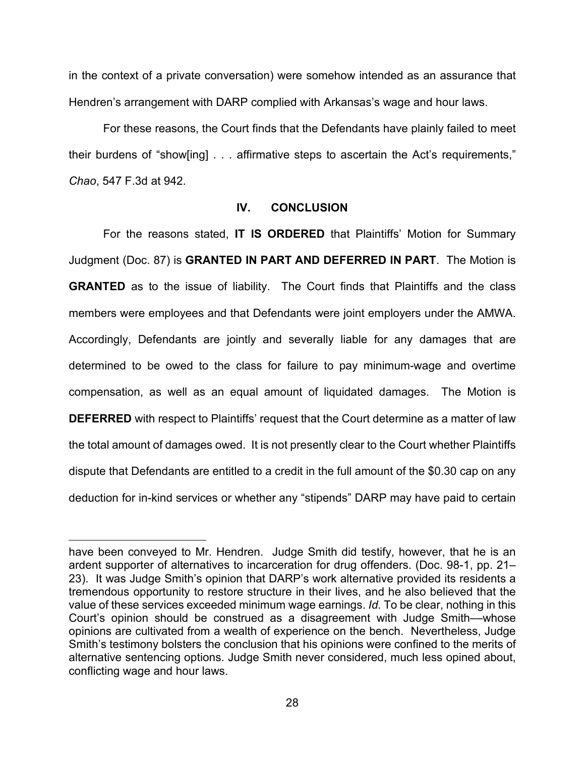in the context of a private conversation) were somehow intended as an assurance that Hendren's arrangement with DARP complied with Arkansas's wage and hour laws.

For these reasons, the Court finds that the Defendants have plainly failed to meet their burdens of "show[ing] . . . affirmative steps to ascertain the Act's requirements," *Chao*, 547 F.3d at 942.

## IV. CONCLUSION

For the reasons stated, **IT IS ORDERED** that Plaintiffs' Motion for Summary Judgment (Doc. 87) is **GRANTED IN PART AND DEFERRED IN PART**. The Motion is **GRANTED** as to the issue of liability. The Court finds that Plaintiffs and the class members were employees and that Defendants were joint employers under the AMWA. Accordingly, Defendants are jointly and severally liable for any damages that are determined to be owed to the class for failure to pay minimum-wage and overtime compensation, as well as an equal amount of liquidated damages. The Motion is **DEFERRED** with respect to Plaintiffs' request that the Court determine as a matter of law the total amount of damages owed. It is not presently clear to the Court whether Plaintiffs dispute that Defendants are entitled to a credit in the full amount of the $0.30 cap on any deduction for in-kind services or whether any "stipends" DARP may have paid to certain

---

have been conveyed to Mr. Hendren. Judge Smith did testify, however, that he is an ardent supporter of alternatives to incarceration for drug offenders. (Doc. 98-1, pp. 21–23). It was Judge Smith's opinion that DARP's work alternative provided its residents a tremendous opportunity to restore structure in their lives, and he also believed that the value of these services exceeded minimum wage earnings. *Id.* To be clear, nothing in this Court's opinion should be construed as a disagreement with Judge Smith—whose opinions are cultivated from a wealth of experience on the bench. Nevertheless, Judge Smith's testimony bolsters the conclusion that his opinions were confined to the merits of alternative sentencing options. Judge Smith never considered, much less opined about, conflicting wage and hour laws.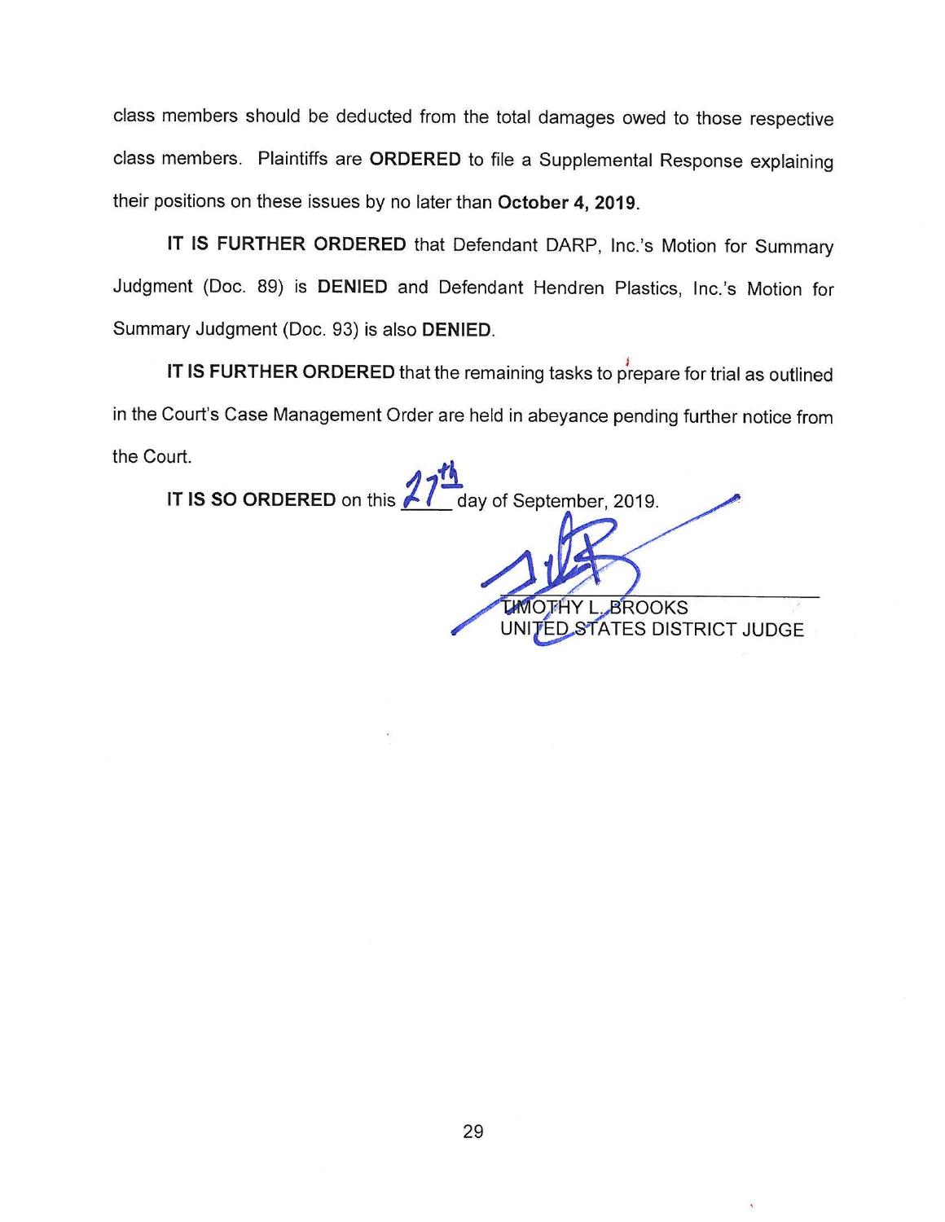class members should be deducted from the total damages owed to those respective class members. Plaintiffs are **ORDERED** to file a Supplemental Response explaining their positions on these issues by no later than **October 4, 2019**.

**IT IS FURTHER ORDERED** that Defendant DARP, Inc.'s Motion for Summary Judgment (Doc. 89) is **DENIED** and Defendant Hendren Plastics, Inc.'s Motion for Summary Judgment (Doc. 93) is also **DENIED**.

**IT IS FURTHER ORDERED** that the remaining tasks to prepare for trial as outlined in the Court's Case Management Order are held in abeyance pending further notice from the Court.

**IT IS SO ORDERED** on this 27th day of September, 2019.

TIMOTHY L. BROOKS
UNITED STATES DISTRICT JUDGE